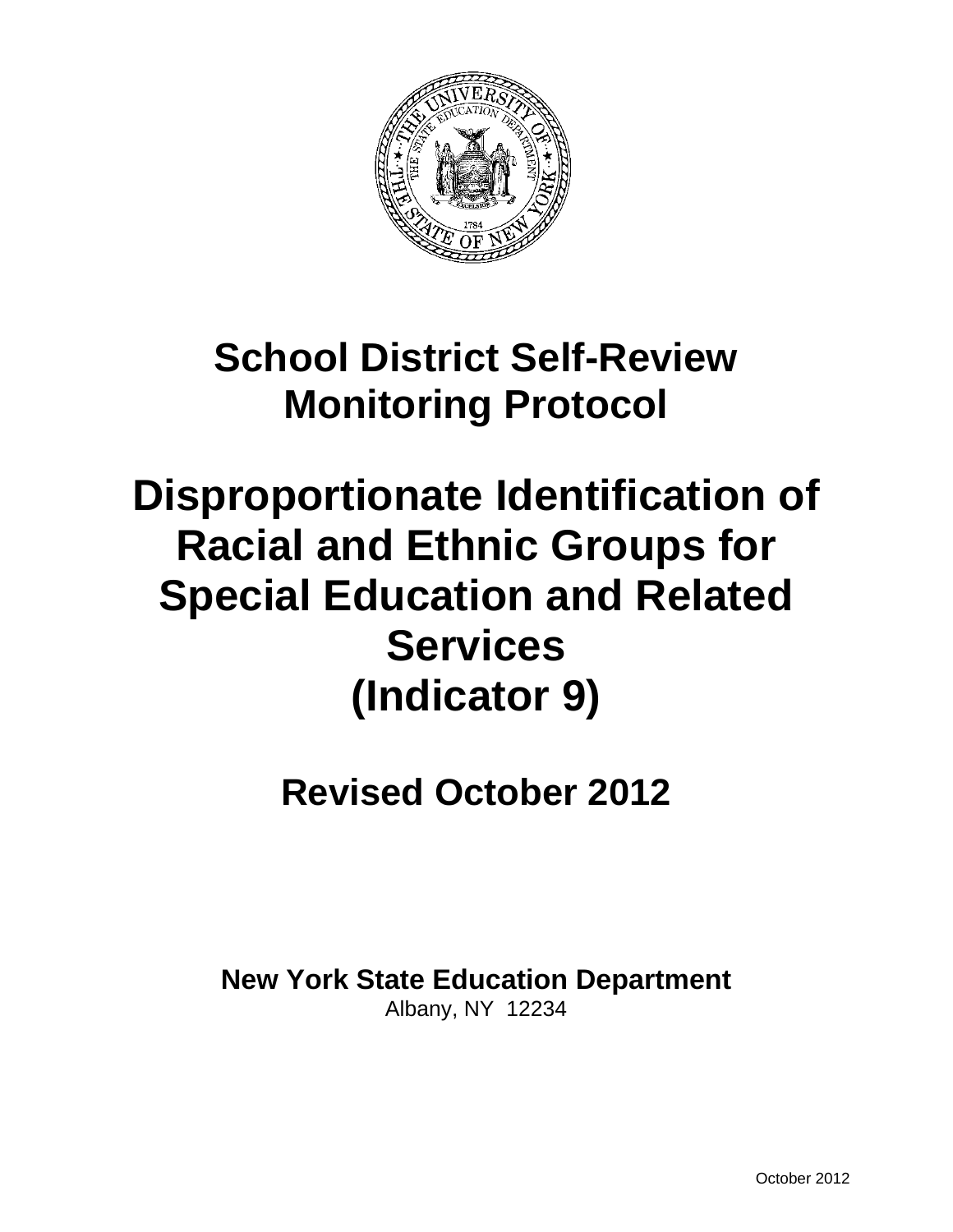# School District Self-Review Monitoring Protocol

# Disproportionate Identification of Racial and Ethnic Groups for Special Education and Related Services (Indicator 9)

## Revised October 2012

**New York State Education Department**
Albany, NY 12234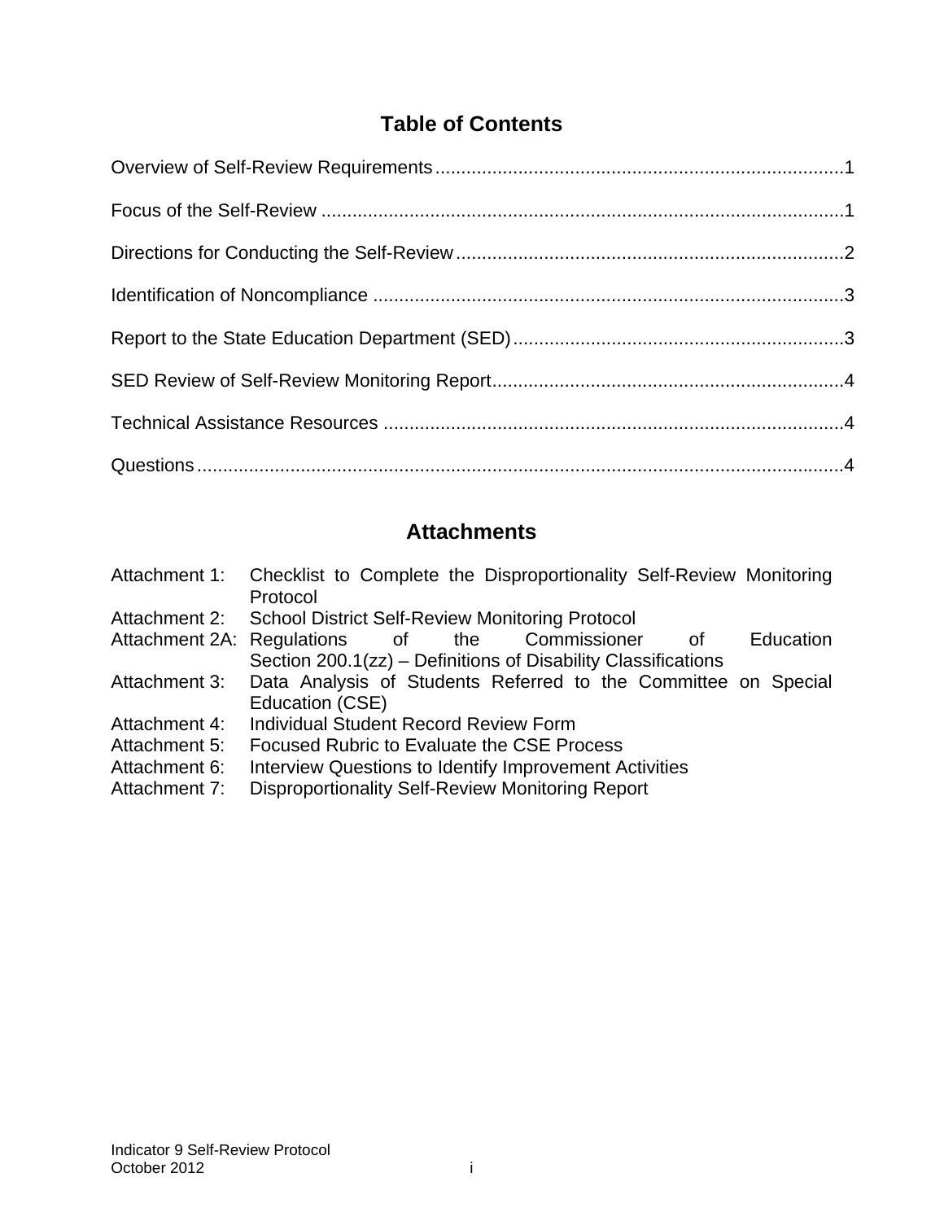## Table of Contents

Overview of Self-Review Requirements ............................................................................... 1

Focus of the Self-Review ..................................................................................................... 1

Directions for Conducting the Self-Review ........................................................................... 2

Identification of Noncompliance ........................................................................................... 3

Report to the State Education Department (SED) ................................................................ 3

SED Review of Self-Review Monitoring Report .................................................................... 4

Technical Assistance Resources ......................................................................................... 4

Questions ............................................................................................................................. 4

## Attachments

| | |
|---|---|
| Attachment 1: | Checklist to Complete the Disproportionality Self-Review Monitoring Protocol |
| Attachment 2: | School District Self-Review Monitoring Protocol |
| Attachment 2A: | Regulations of the Commissioner of Education Section 200.1(zz) – Definitions of Disability Classifications |
| Attachment 3: | Data Analysis of Students Referred to the Committee on Special Education (CSE) |
| Attachment 4: | Individual Student Record Review Form |
| Attachment 5: | Focused Rubric to Evaluate the CSE Process |
| Attachment 6: | Interview Questions to Identify Improvement Activities |
| Attachment 7: | Disproportionality Self-Review Monitoring Report |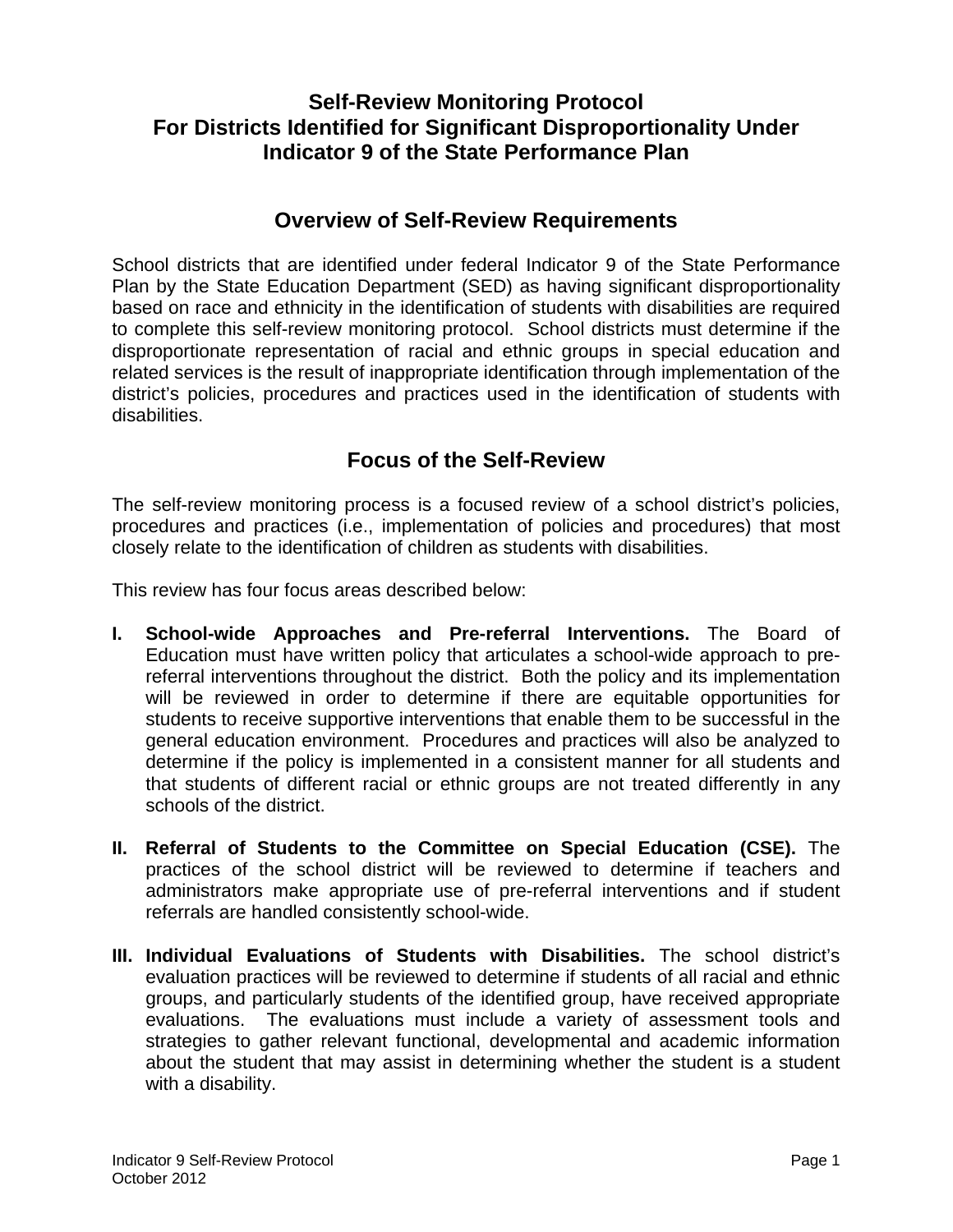# Self-Review Monitoring Protocol For Districts Identified for Significant Disproportionality Under Indicator 9 of the State Performance Plan

## Overview of Self-Review Requirements

School districts that are identified under federal Indicator 9 of the State Performance Plan by the State Education Department (SED) as having significant disproportionality based on race and ethnicity in the identification of students with disabilities are required to complete this self-review monitoring protocol. School districts must determine if the disproportionate representation of racial and ethnic groups in special education and related services is the result of inappropriate identification through implementation of the district's policies, procedures and practices used in the identification of students with disabilities.

## Focus of the Self-Review

The self-review monitoring process is a focused review of a school district's policies, procedures and practices (i.e., implementation of policies and procedures) that most closely relate to the identification of children as students with disabilities.

This review has four focus areas described below:

**I. School-wide Approaches and Pre-referral Interventions.** The Board of Education must have written policy that articulates a school-wide approach to pre-referral interventions throughout the district. Both the policy and its implementation will be reviewed in order to determine if there are equitable opportunities for students to receive supportive interventions that enable them to be successful in the general education environment. Procedures and practices will also be analyzed to determine if the policy is implemented in a consistent manner for all students and that students of different racial or ethnic groups are not treated differently in any schools of the district.

**II. Referral of Students to the Committee on Special Education (CSE).** The practices of the school district will be reviewed to determine if teachers and administrators make appropriate use of pre-referral interventions and if student referrals are handled consistently school-wide.

**III. Individual Evaluations of Students with Disabilities.** The school district's evaluation practices will be reviewed to determine if students of all racial and ethnic groups, and particularly students of the identified group, have received appropriate evaluations. The evaluations must include a variety of assessment tools and strategies to gather relevant functional, developmental and academic information about the student that may assist in determining whether the student is a student with a disability.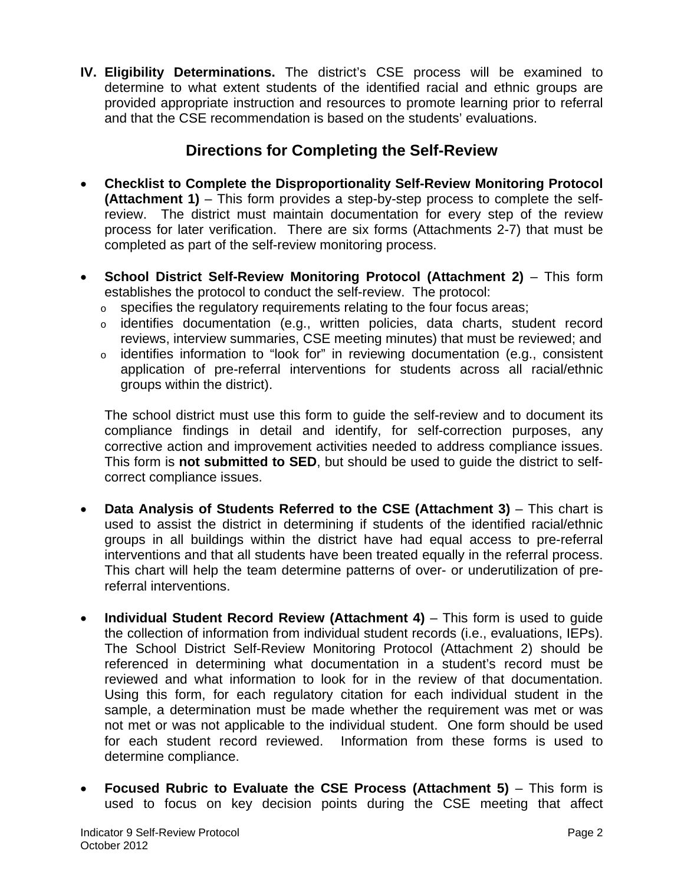**IV. Eligibility Determinations.** The district's CSE process will be examined to determine to what extent students of the identified racial and ethnic groups are provided appropriate instruction and resources to promote learning prior to referral and that the CSE recommendation is based on the students' evaluations.

## Directions for Completing the Self-Review

- **Checklist to Complete the Disproportionality Self-Review Monitoring Protocol (Attachment 1)** – This form provides a step-by-step process to complete the self-review. The district must maintain documentation for every step of the review process for later verification. There are six forms (Attachments 2-7) that must be completed as part of the self-review monitoring process.

- **School District Self-Review Monitoring Protocol (Attachment 2)** – This form establishes the protocol to conduct the self-review. The protocol:
  - specifies the regulatory requirements relating to the four focus areas;
  - identifies documentation (e.g., written policies, data charts, student record reviews, interview summaries, CSE meeting minutes) that must be reviewed; and
  - identifies information to "look for" in reviewing documentation (e.g., consistent application of pre-referral interventions for students across all racial/ethnic groups within the district).

  The school district must use this form to guide the self-review and to document its compliance findings in detail and identify, for self-correction purposes, any corrective action and improvement activities needed to address compliance issues. This form is **not submitted to SED**, but should be used to guide the district to self-correct compliance issues.

- **Data Analysis of Students Referred to the CSE (Attachment 3)** – This chart is used to assist the district in determining if students of the identified racial/ethnic groups in all buildings within the district have had equal access to pre-referral interventions and that all students have been treated equally in the referral process. This chart will help the team determine patterns of over- or underutilization of pre-referral interventions.

- **Individual Student Record Review (Attachment 4)** – This form is used to guide the collection of information from individual student records (i.e., evaluations, IEPs). The School District Self-Review Monitoring Protocol (Attachment 2) should be referenced in determining what documentation in a student's record must be reviewed and what information to look for in the review of that documentation. Using this form, for each regulatory citation for each individual student in the sample, a determination must be made whether the requirement was met or was not met or was not applicable to the individual student. One form should be used for each student record reviewed. Information from these forms is used to determine compliance.

- **Focused Rubric to Evaluate the CSE Process (Attachment 5)** – This form is used to focus on key decision points during the CSE meeting that affect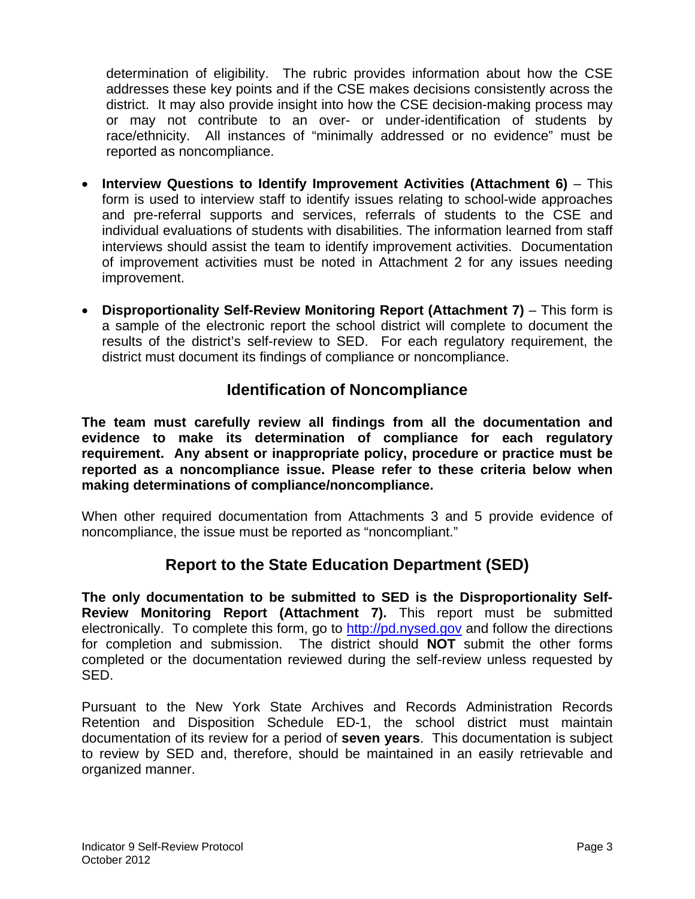determination of eligibility. The rubric provides information about how the CSE addresses these key points and if the CSE makes decisions consistently across the district. It may also provide insight into how the CSE decision-making process may or may not contribute to an over- or under-identification of students by race/ethnicity. All instances of "minimally addressed or no evidence" must be reported as noncompliance.

- **Interview Questions to Identify Improvement Activities (Attachment 6)** – This form is used to interview staff to identify issues relating to school-wide approaches and pre-referral supports and services, referrals of students to the CSE and individual evaluations of students with disabilities. The information learned from staff interviews should assist the team to identify improvement activities. Documentation of improvement activities must be noted in Attachment 2 for any issues needing improvement.

- **Disproportionality Self-Review Monitoring Report (Attachment 7)** – This form is a sample of the electronic report the school district will complete to document the results of the district's self-review to SED. For each regulatory requirement, the district must document its findings of compliance or noncompliance.

## Identification of Noncompliance

**The team must carefully review all findings from all the documentation and evidence to make its determination of compliance for each regulatory requirement. Any absent or inappropriate policy, procedure or practice must be reported as a noncompliance issue. Please refer to these criteria below when making determinations of compliance/noncompliance.**

When other required documentation from Attachments 3 and 5 provide evidence of noncompliance, the issue must be reported as "noncompliant."

## Report to the State Education Department (SED)

**The only documentation to be submitted to SED is the Disproportionality Self-Review Monitoring Report (Attachment 7).** This report must be submitted electronically. To complete this form, go to [http://pd.nysed.gov](http://pd.nysed.gov) and follow the directions for completion and submission. The district should **NOT** submit the other forms completed or the documentation reviewed during the self-review unless requested by SED.

Pursuant to the New York State Archives and Records Administration Records Retention and Disposition Schedule ED-1, the school district must maintain documentation of its review for a period of **seven years**. This documentation is subject to review by SED and, therefore, should be maintained in an easily retrievable and organized manner.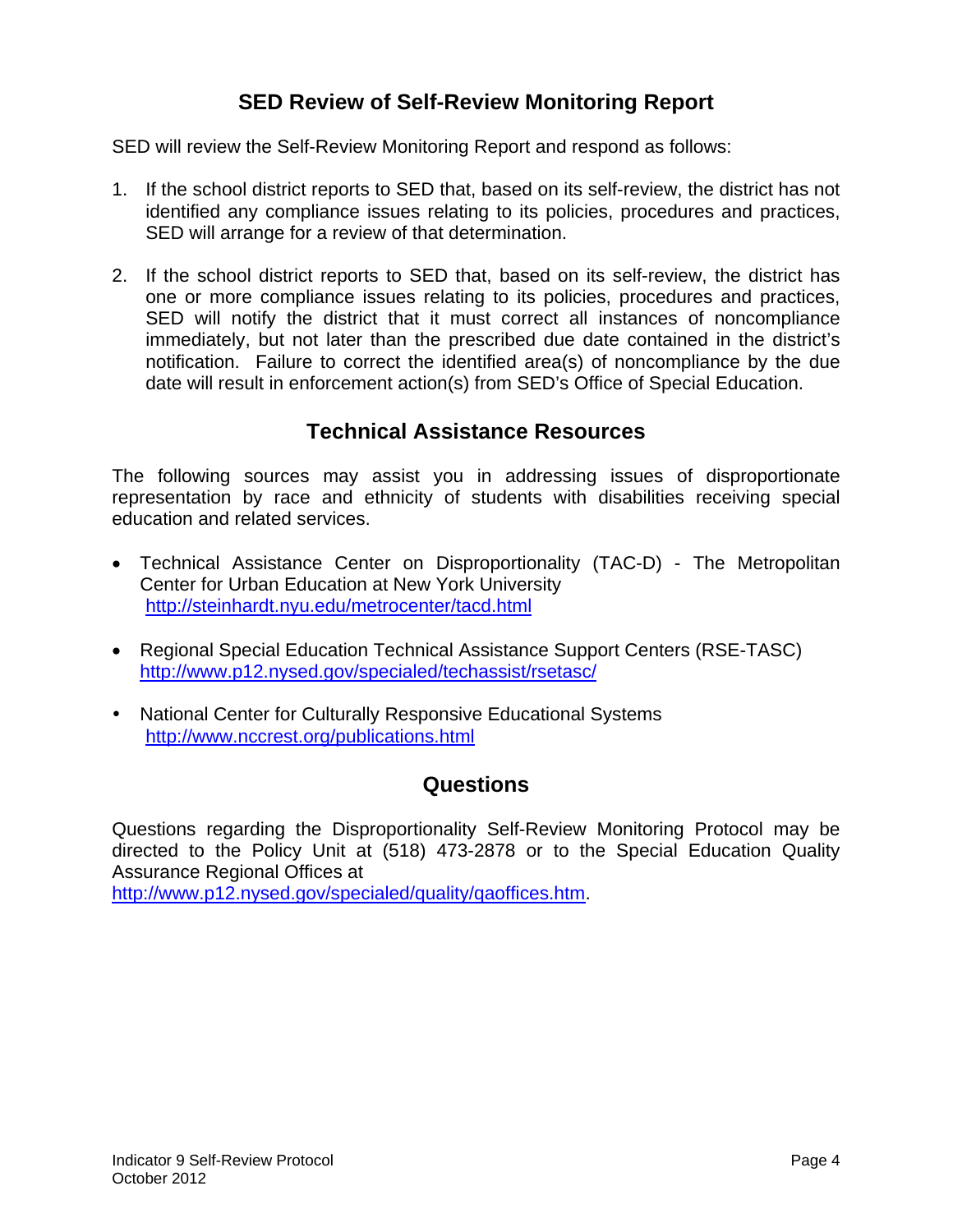## SED Review of Self-Review Monitoring Report

SED will review the Self-Review Monitoring Report and respond as follows:

1. If the school district reports to SED that, based on its self-review, the district has not identified any compliance issues relating to its policies, procedures and practices, SED will arrange for a review of that determination.

2. If the school district reports to SED that, based on its self-review, the district has one or more compliance issues relating to its policies, procedures and practices, SED will notify the district that it must correct all instances of noncompliance immediately, but not later than the prescribed due date contained in the district's notification. Failure to correct the identified area(s) of noncompliance by the due date will result in enforcement action(s) from SED's Office of Special Education.

## Technical Assistance Resources

The following sources may assist you in addressing issues of disproportionate representation by race and ethnicity of students with disabilities receiving special education and related services.

- Technical Assistance Center on Disproportionality (TAC-D) - The Metropolitan Center for Urban Education at New York University
  http://steinhardt.nyu.edu/metrocenter/tacd.html

- Regional Special Education Technical Assistance Support Centers (RSE-TASC)
  http://www.p12.nysed.gov/specialed/techassist/rsetasc/

- National Center for Culturally Responsive Educational Systems
  http://www.nccrest.org/publications.html

## Questions

Questions regarding the Disproportionality Self-Review Monitoring Protocol may be directed to the Policy Unit at (518) 473-2878 or to the Special Education Quality Assurance Regional Offices at http://www.p12.nysed.gov/specialed/quality/qaoffices.htm.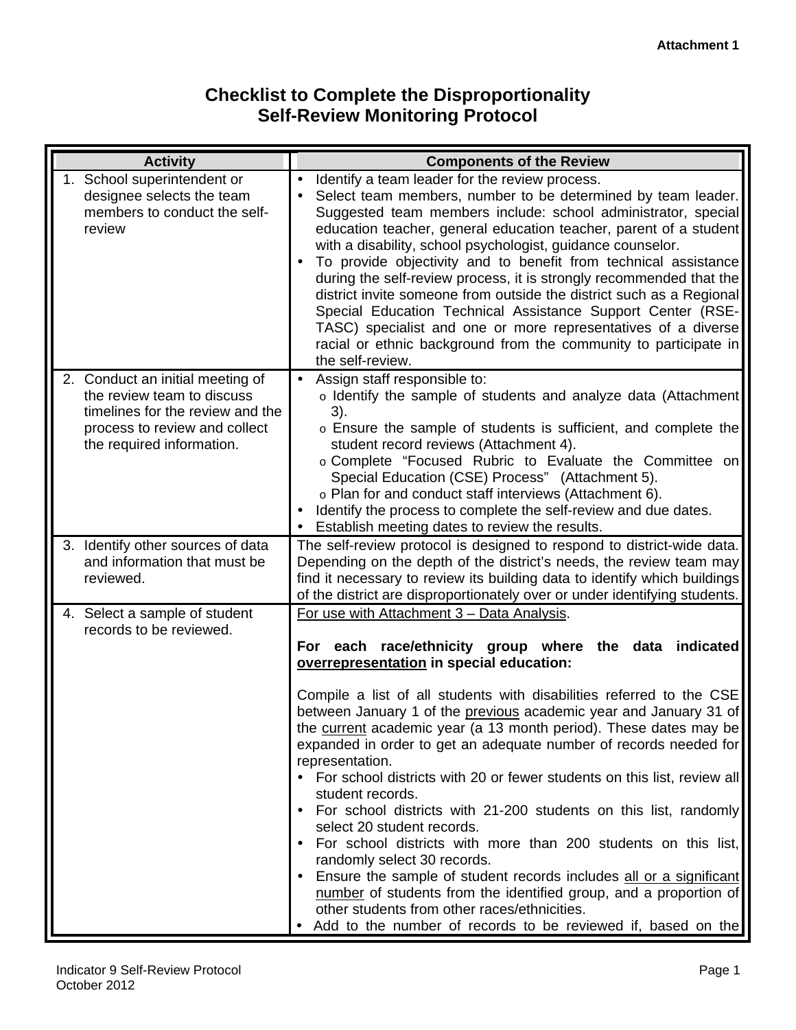**Attachment 1**

# Checklist to Complete the Disproportionality Self-Review Monitoring Protocol

| Activity | Components of the Review |
|---|---|
| 1. School superintendent or designee selects the team members to conduct the self-review | • Identify a team leader for the review process.<br>• Select team members, number to be determined by team leader. Suggested team members include: school administrator, special education teacher, general education teacher, parent of a student with a disability, school psychologist, guidance counselor.<br>• To provide objectivity and to benefit from technical assistance during the self-review process, it is strongly recommended that the district invite someone from outside the district such as a Regional Special Education Technical Assistance Support Center (RSE-TASC) specialist and one or more representatives of a diverse racial or ethnic background from the community to participate in the self-review. |
| 2. Conduct an initial meeting of the review team to discuss timelines for the review and the process to review and collect the required information. | • Assign staff responsible to:<br>  o Identify the sample of students and analyze data (Attachment 3).<br>  o Ensure the sample of students is sufficient, and complete the student record reviews (Attachment 4).<br>  o Complete "Focused Rubric to Evaluate the Committee on Special Education (CSE) Process" (Attachment 5).<br>  o Plan for and conduct staff interviews (Attachment 6).<br>• Identify the process to complete the self-review and due dates.<br>• Establish meeting dates to review the results. |
| 3. Identify other sources of data and information that must be reviewed. | The self-review protocol is designed to respond to district-wide data. Depending on the depth of the district's needs, the review team may find it necessary to review its building data to identify which buildings of the district are disproportionately over or under identifying students. |
| 4. Select a sample of student records to be reviewed. | <u>For use with Attachment 3 – Data Analysis</u>.<br><br>**For each race/ethnicity group where the data indicated <u>overrepresentation</u> in special education:**<br><br>Compile a list of all students with disabilities referred to the CSE between January 1 of the <u>previous</u> academic year and January 31 of the <u>current</u> academic year (a 13 month period). These dates may be expanded in order to get an adequate number of records needed for representation.<br>• For school districts with 20 or fewer students on this list, review all student records.<br>• For school districts with 21-200 students on this list, randomly select 20 student records.<br>• For school districts with more than 200 students on this list, randomly select 30 records.<br>• Ensure the sample of student records includes <u>all or a significant number</u> of students from the identified group, and a proportion of other students from other races/ethnicities.<br>• Add to the number of records to be reviewed if, based on the |

Indicator 9 Self-Review Protocol
October 2012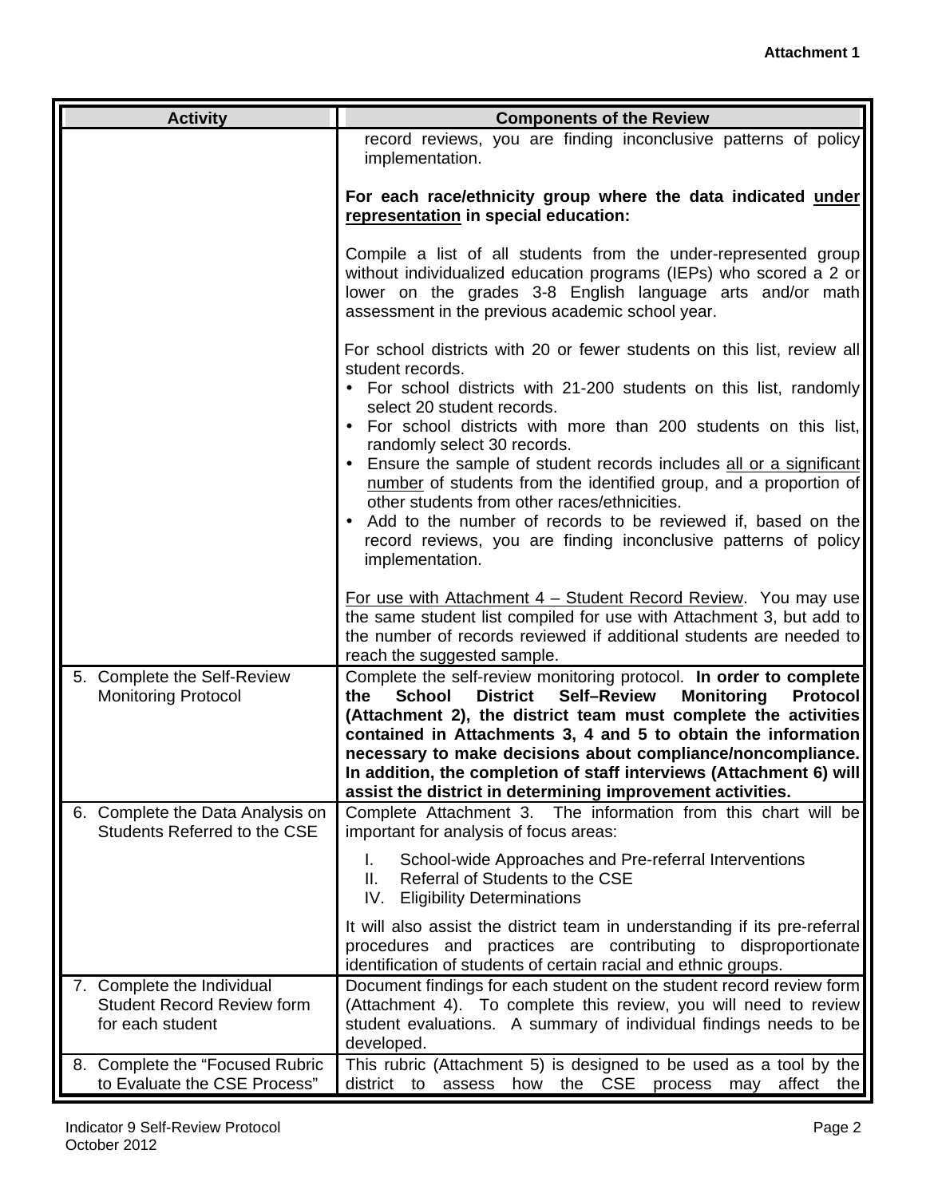**Attachment 1**

| Activity | Components of the Review |
|---|---|
| | record reviews, you are finding inconclusive patterns of policy implementation.<br><br>**For each race/ethnicity group where the data indicated <u>under representation</u> in special education:**<br><br>Compile a list of all students from the under-represented group without individualized education programs (IEPs) who scored a 2 or lower on the grades 3-8 English language arts and/or math assessment in the previous academic school year.<br><br>For school districts with 20 or fewer students on this list, review all student records.<br>• For school districts with 21-200 students on this list, randomly select 20 student records.<br>• For school districts with more than 200 students on this list, randomly select 30 records.<br>• Ensure the sample of student records includes <u>all or a significant number</u> of students from the identified group, and a proportion of other students from other races/ethnicities.<br>• Add to the number of records to be reviewed if, based on the record reviews, you are finding inconclusive patterns of policy implementation.<br><br><u>For use with Attachment 4 – Student Record Review</u>. You may use the same student list compiled for use with Attachment 3, but add to the number of records reviewed if additional students are needed to reach the suggested sample. |
| 5. Complete the Self-Review Monitoring Protocol | Complete the self-review monitoring protocol. **In order to complete the School District Self–Review Monitoring Protocol (Attachment 2), the district team must complete the activities contained in Attachments 3, 4 and 5 to obtain the information necessary to make decisions about compliance/noncompliance. In addition, the completion of staff interviews (Attachment 6) will assist the district in determining improvement activities.** |
| 6. Complete the Data Analysis on Students Referred to the CSE | Complete Attachment 3. The information from this chart will be important for analysis of focus areas:<br><br>I. School-wide Approaches and Pre-referral Interventions<br>II. Referral of Students to the CSE<br>IV. Eligibility Determinations<br><br>It will also assist the district team in understanding if its pre-referral procedures and practices are contributing to disproportionate identification of students of certain racial and ethnic groups. |
| 7. Complete the Individual Student Record Review form for each student | Document findings for each student on the student record review form (Attachment 4). To complete this review, you will need to review student evaluations. A summary of individual findings needs to be developed. |
| 8. Complete the "Focused Rubric to Evaluate the CSE Process" | This rubric (Attachment 5) is designed to be used as a tool by the district to assess how the CSE process may affect the |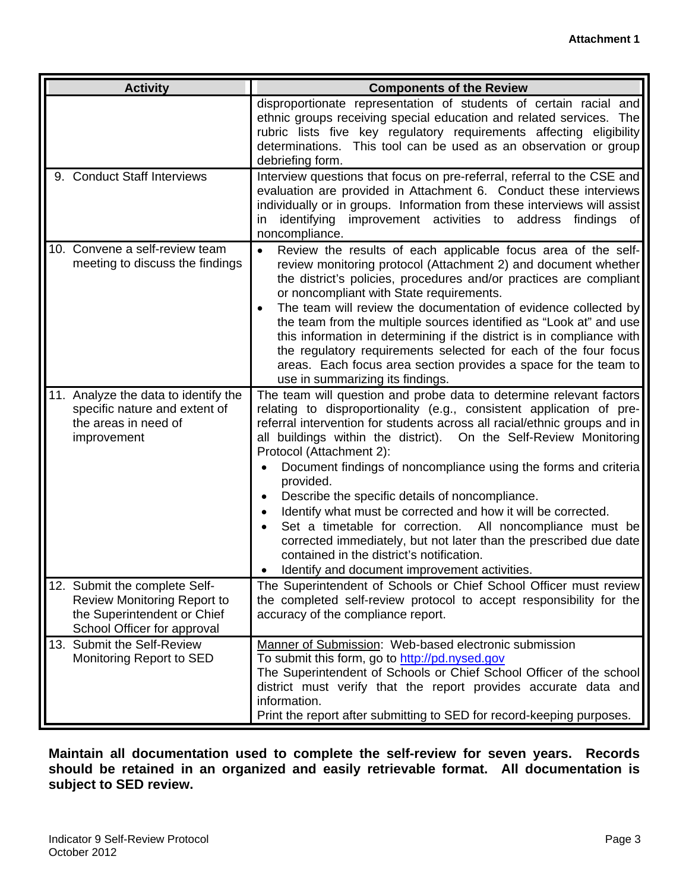**Attachment 1**

| Activity | Components of the Review |
|---|---|
| | disproportionate representation of students of certain racial and ethnic groups receiving special education and related services. The rubric lists five key regulatory requirements affecting eligibility determinations. This tool can be used as an observation or group debriefing form. |
| 9. Conduct Staff Interviews | Interview questions that focus on pre-referral, referral to the CSE and evaluation are provided in Attachment 6. Conduct these interviews individually or in groups. Information from these interviews will assist in identifying improvement activities to address findings of noncompliance. |
| 10. Convene a self-review team meeting to discuss the findings | • Review the results of each applicable focus area of the self-review monitoring protocol (Attachment 2) and document whether the district's policies, procedures and/or practices are compliant or noncompliant with State requirements.<br>• The team will review the documentation of evidence collected by the team from the multiple sources identified as "Look at" and use this information in determining if the district is in compliance with the regulatory requirements selected for each of the four focus areas. Each focus area section provides a space for the team to use in summarizing its findings. |
| 11. Analyze the data to identify the specific nature and extent of the areas in need of improvement | The team will question and probe data to determine relevant factors relating to disproportionality (e.g., consistent application of pre-referral intervention for students across all racial/ethnic groups and in all buildings within the district). On the Self-Review Monitoring Protocol (Attachment 2):<br>• Document findings of noncompliance using the forms and criteria provided.<br>• Describe the specific details of noncompliance.<br>• Identify what must be corrected and how it will be corrected.<br>• Set a timetable for correction. All noncompliance must be corrected immediately, but not later than the prescribed due date contained in the district's notification.<br>• Identify and document improvement activities. |
| 12. Submit the complete Self-Review Monitoring Report to the Superintendent or Chief School Officer for approval | The Superintendent of Schools or Chief School Officer must review the completed self-review protocol to accept responsibility for the accuracy of the compliance report. |
| 13. Submit the Self-Review Monitoring Report to SED | Manner of Submission: Web-based electronic submission<br>To submit this form, go to http://pd.nysed.gov<br>The Superintendent of Schools or Chief School Officer of the school district must verify that the report provides accurate data and information.<br>Print the report after submitting to SED for record-keeping purposes. |

**Maintain all documentation used to complete the self-review for seven years. Records should be retained in an organized and easily retrievable format. All documentation is subject to SED review.**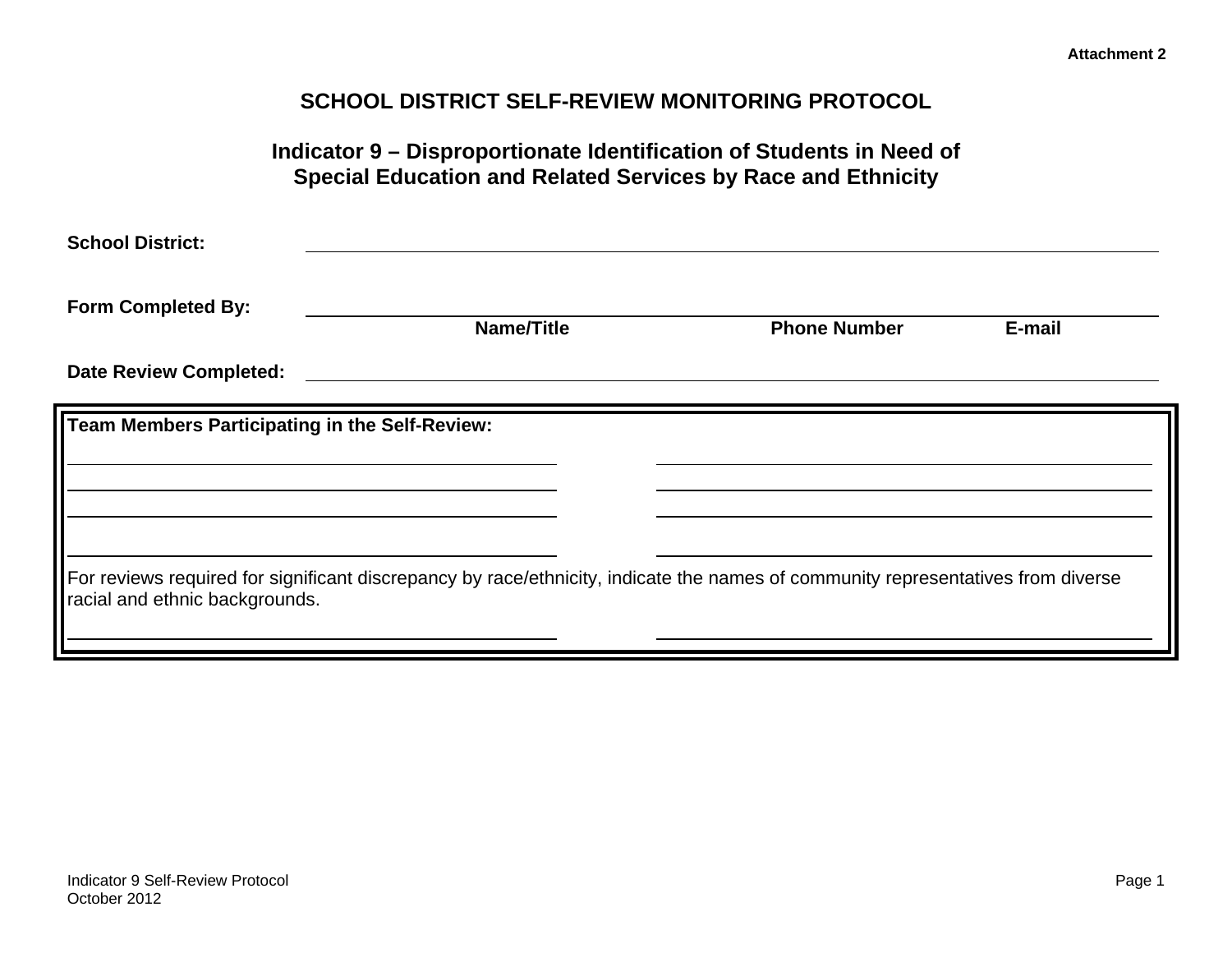Attachment 2

# SCHOOL DISTRICT SELF-REVIEW MONITORING PROTOCOL

## Indicator 9 – Disproportionate Identification of Students in Need of Special Education and Related Services by Race and Ethnicity

**School District:** ______________________________________________

**Form Completed By:** ______________________________________________
Name/Title Phone Number E-mail

**Date Review Completed:** ______________________________________________

**Team Members Participating in the Self-Review:**

______________________ ______________________
______________________ ______________________
______________________ ______________________
______________________ ______________________

For reviews required for significant discrepancy by race/ethnicity, indicate the names of community representatives from diverse racial and ethnic backgrounds.

______________________ ______________________

Indicator 9 Self-Review Protocol
October 2012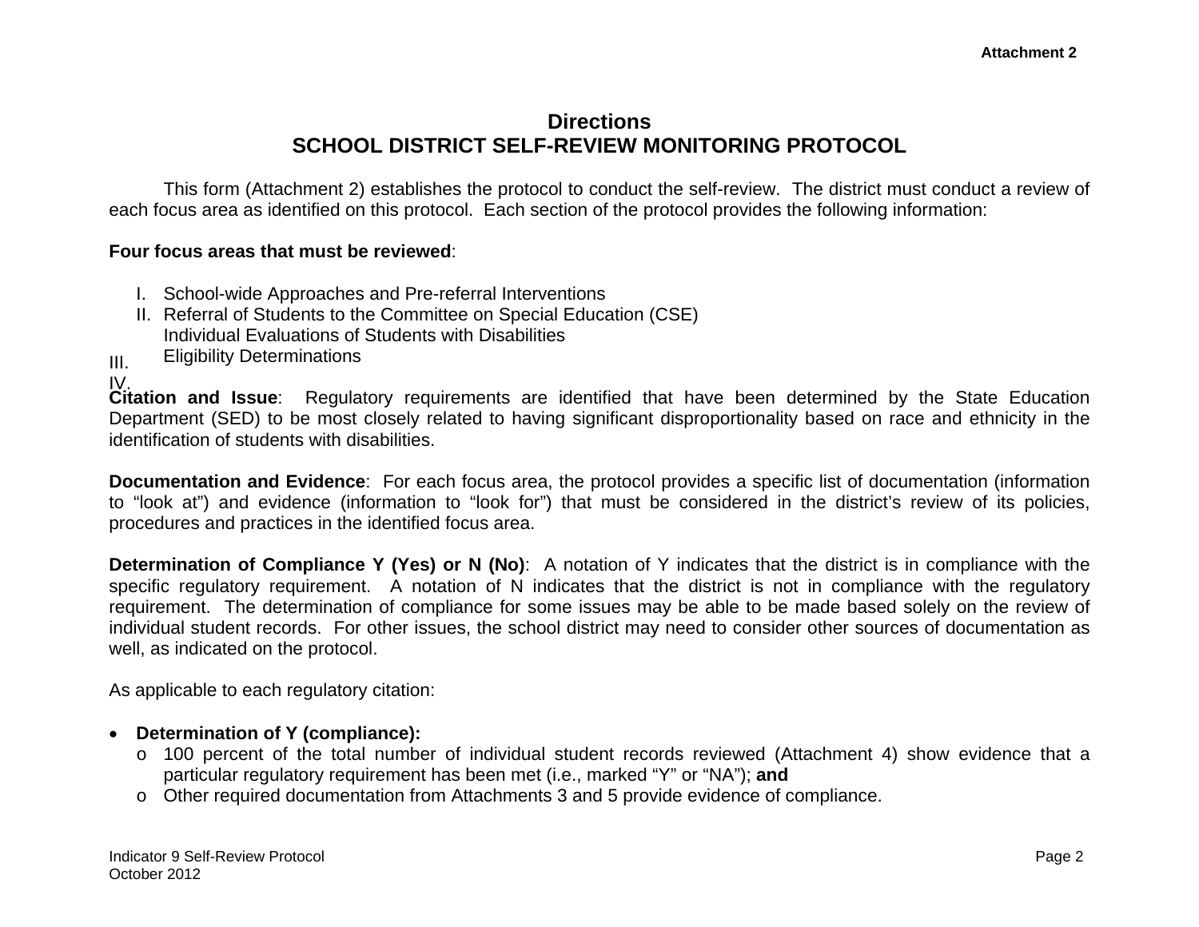Attachment 2

# Directions
# SCHOOL DISTRICT SELF-REVIEW MONITORING PROTOCOL

This form (Attachment 2) establishes the protocol to conduct the self-review. The district must conduct a review of each focus area as identified on this protocol. Each section of the protocol provides the following information:

**Four focus areas that must be reviewed**:

I. School-wide Approaches and Pre-referral Interventions
II. Referral of Students to the Committee on Special Education (CSE)
III. Individual Evaluations of Students with Disabilities
IV. Eligibility Determinations

**Citation and Issue**: Regulatory requirements are identified that have been determined by the State Education Department (SED) to be most closely related to having significant disproportionality based on race and ethnicity in the identification of students with disabilities.

**Documentation and Evidence**: For each focus area, the protocol provides a specific list of documentation (information to "look at") and evidence (information to "look for") that must be considered in the district's review of its policies, procedures and practices in the identified focus area.

**Determination of Compliance Y (Yes) or N (No)**: A notation of Y indicates that the district is in compliance with the specific regulatory requirement. A notation of N indicates that the district is not in compliance with the regulatory requirement. The determination of compliance for some issues may be able to be made based solely on the review of individual student records. For other issues, the school district may need to consider other sources of documentation as well, as indicated on the protocol.

As applicable to each regulatory citation:

- **Determination of Y (compliance):**
  - 100 percent of the total number of individual student records reviewed (Attachment 4) show evidence that a particular regulatory requirement has been met (i.e., marked "Y" or "NA"); **and**
  - Other required documentation from Attachments 3 and 5 provide evidence of compliance.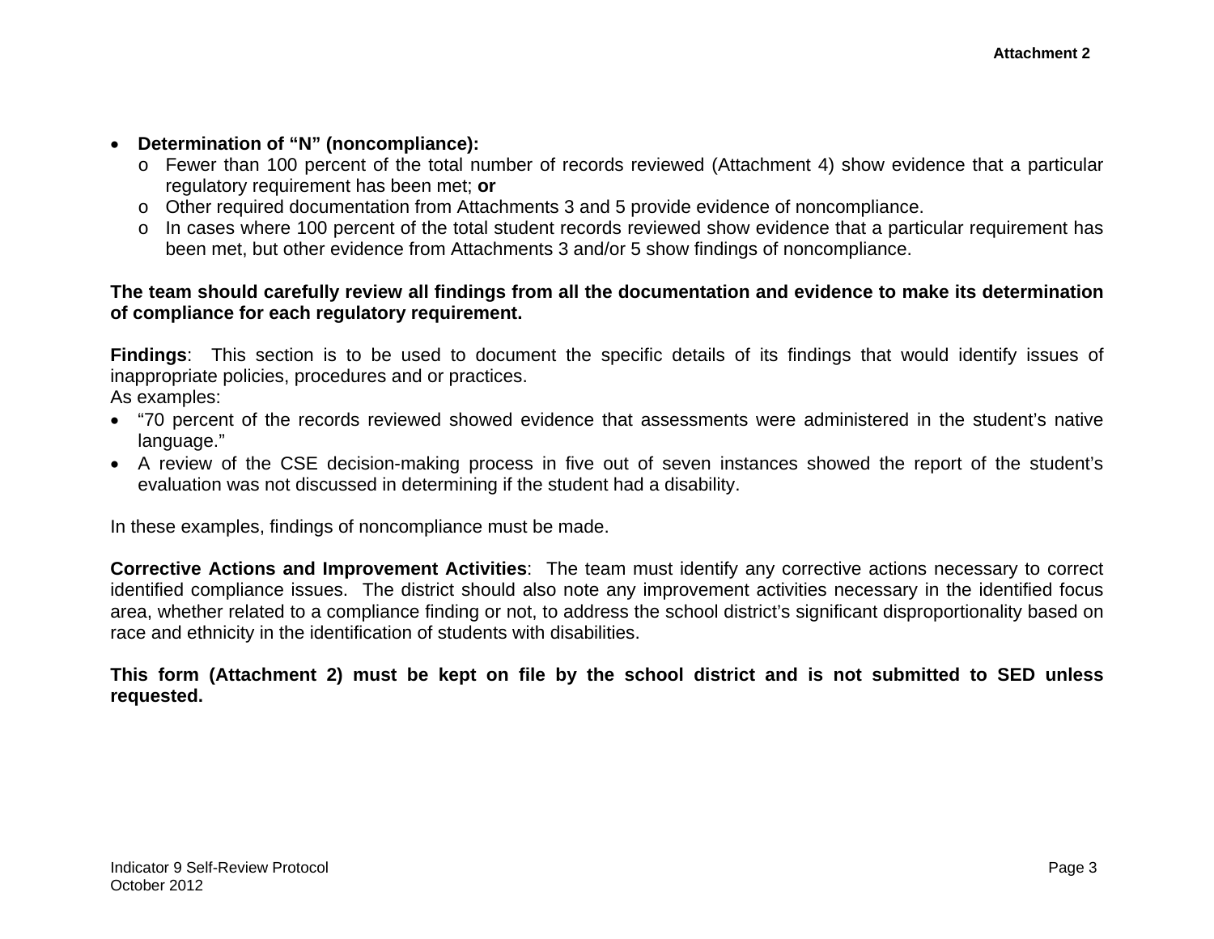- **Determination of "N" (noncompliance):**
  - Fewer than 100 percent of the total number of records reviewed (Attachment 4) show evidence that a particular regulatory requirement has been met; **or**
  - Other required documentation from Attachments 3 and 5 provide evidence of noncompliance.
  - In cases where 100 percent of the total student records reviewed show evidence that a particular requirement has been met, but other evidence from Attachments 3 and/or 5 show findings of noncompliance.

**The team should carefully review all findings from all the documentation and evidence to make its determination of compliance for each regulatory requirement.**

**Findings**: This section is to be used to document the specific details of its findings that would identify issues of inappropriate policies, procedures and or practices.
As examples:

- "70 percent of the records reviewed showed evidence that assessments were administered in the student's native language."
- A review of the CSE decision-making process in five out of seven instances showed the report of the student's evaluation was not discussed in determining if the student had a disability.

In these examples, findings of noncompliance must be made.

**Corrective Actions and Improvement Activities**: The team must identify any corrective actions necessary to correct identified compliance issues. The district should also note any improvement activities necessary in the identified focus area, whether related to a compliance finding or not, to address the school district's significant disproportionality based on race and ethnicity in the identification of students with disabilities.

**This form (Attachment 2) must be kept on file by the school district and is not submitted to SED unless requested.**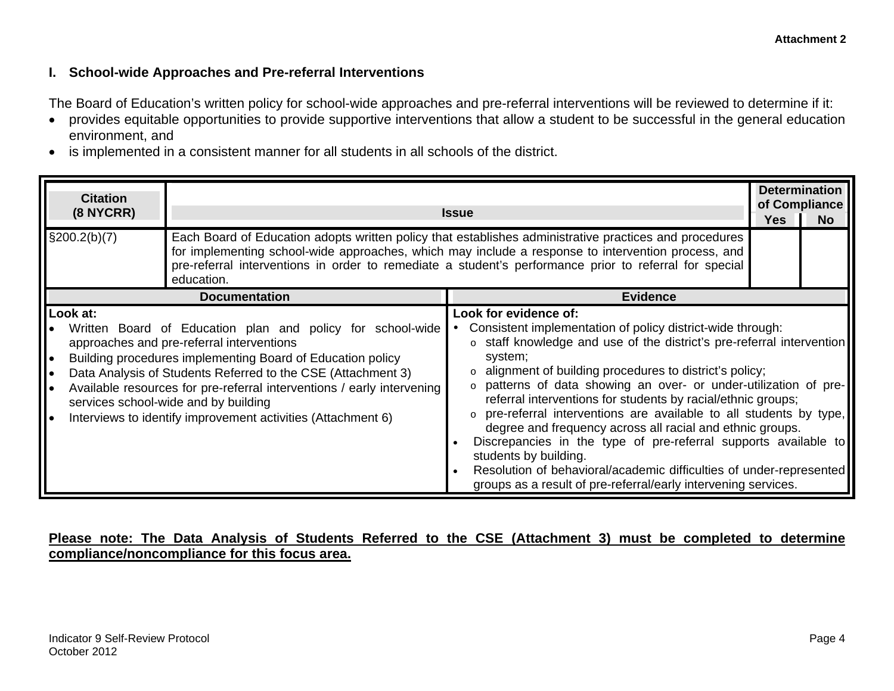**Attachment 2**

## I. School-wide Approaches and Pre-referral Interventions

The Board of Education's written policy for school-wide approaches and pre-referral interventions will be reviewed to determine if it:

- provides equitable opportunities to provide supportive interventions that allow a student to be successful in the general education environment, and
- is implemented in a consistent manner for all students in all schools of the district.

| Citation (8 NYCRR) | Issue | Determination of Compliance | |
|---|---|---|---|
| | | Yes | No |
| §200.2(b)(7) | Each Board of Education adopts written policy that establishes administrative practices and procedures for implementing school-wide approaches, which may include a response to intervention process, and pre-referral interventions in order to remediate a student's performance prior to referral for special education. | | |

| Documentation | Evidence |
|---|---|
| **Look at:**<br>• Written Board of Education plan and policy for school-wide approaches and pre-referral interventions<br>• Building procedures implementing Board of Education policy<br>• Data Analysis of Students Referred to the CSE (Attachment 3)<br>• Available resources for pre-referral interventions / early intervening services school-wide and by building<br>• Interviews to identify improvement activities (Attachment 6) | **Look for evidence of:**<br>• Consistent implementation of policy district-wide through:<br>&nbsp;&nbsp;o staff knowledge and use of the district's pre-referral intervention system;<br>&nbsp;&nbsp;o alignment of building procedures to district's policy;<br>&nbsp;&nbsp;o patterns of data showing an over- or under-utilization of pre-referral interventions for students by racial/ethnic groups;<br>&nbsp;&nbsp;o pre-referral interventions are available to all students by type, degree and frequency across all racial and ethnic groups.<br>• Discrepancies in the type of pre-referral supports available to students by building.<br>• Resolution of behavioral/academic difficulties of under-represented groups as a result of pre-referral/early intervening services. |

**<u>Please note: The Data Analysis of Students Referred to the CSE (Attachment 3) must be completed to determine compliance/noncompliance for this focus area.</u>**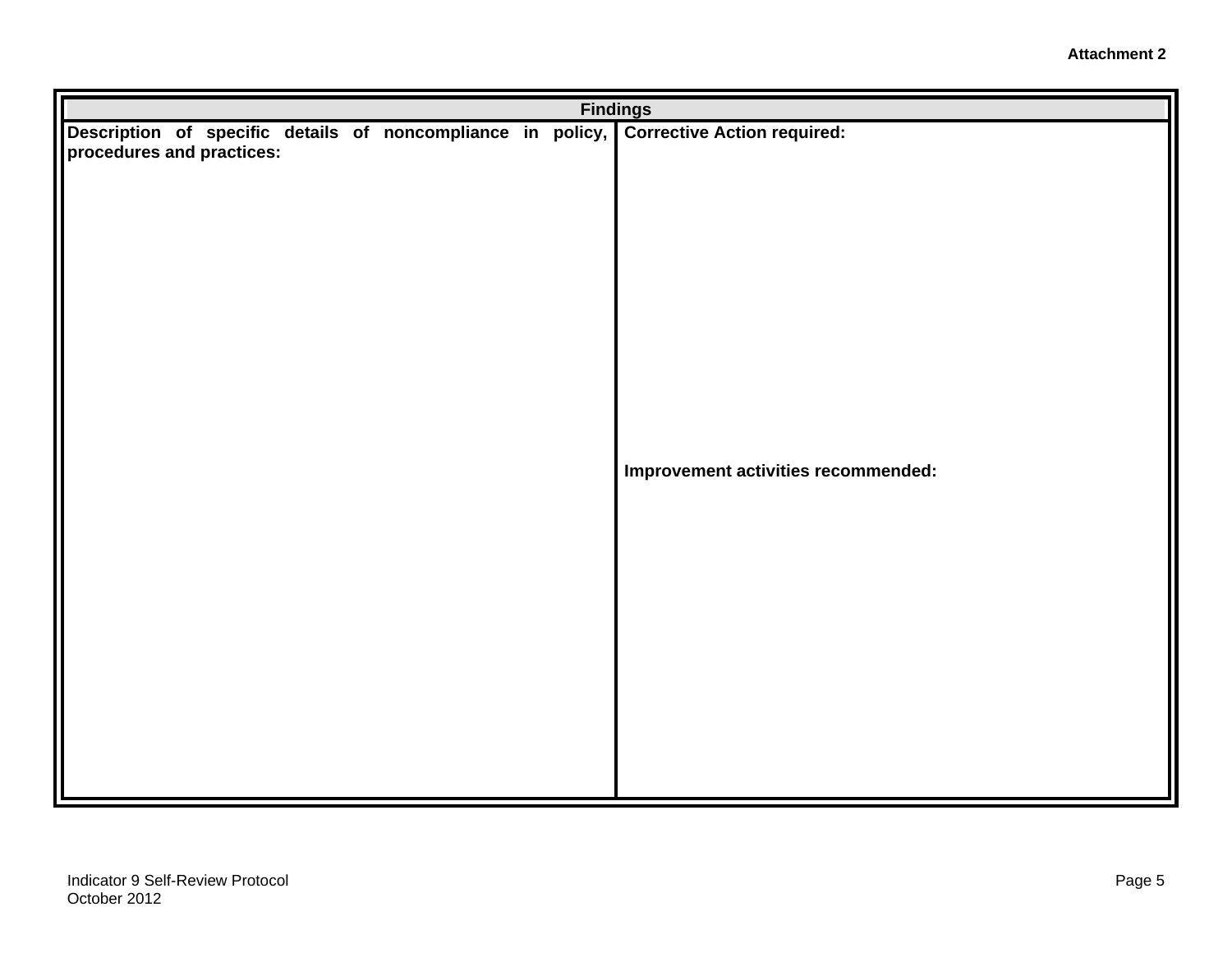**Attachment 2**

| Findings | |
|---|---|
| **Description of specific details of noncompliance in policy, procedures and practices:** | **Corrective Action required:**<br><br><br><br><br><br><br><br>**Improvement activities recommended:** |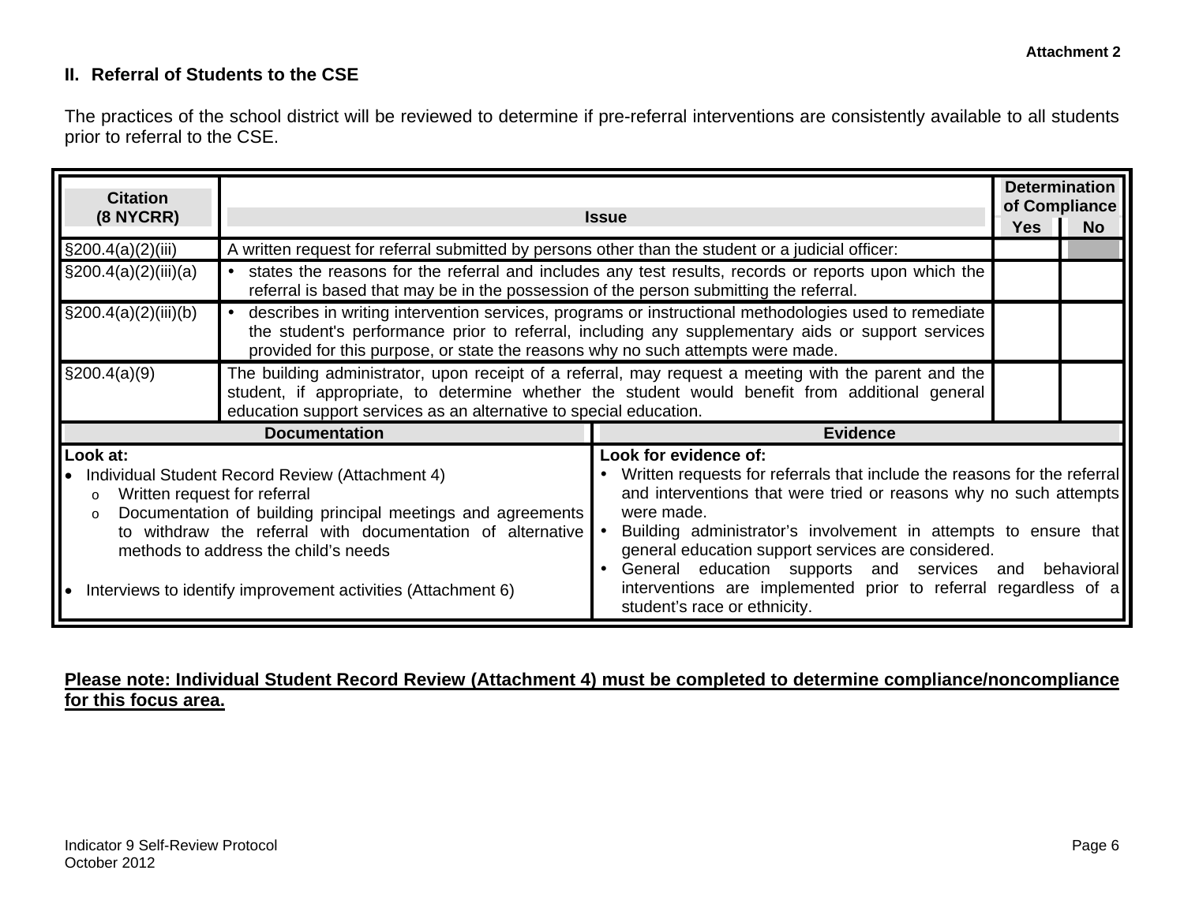Attachment 2

## II. Referral of Students to the CSE

The practices of the school district will be reviewed to determine if pre-referral interventions are consistently available to all students prior to referral to the CSE.

| Citation (8 NYCRR) | Issue | Determination of Compliance | |
|---|---|---|---|
| | | Yes | No |
| §200.4(a)(2)(iii) | A written request for referral submitted by persons other than the student or a judicial officer: | | |
| §200.4(a)(2)(iii)(a) | • states the reasons for the referral and includes any test results, records or reports upon which the referral is based that may be in the possession of the person submitting the referral. | | |
| §200.4(a)(2)(iii)(b) | • describes in writing intervention services, programs or instructional methodologies used to remediate the student's performance prior to referral, including any supplementary aids or support services provided for this purpose, or state the reasons why no such attempts were made. | | |
| §200.4(a)(9) | The building administrator, upon receipt of a referral, may request a meeting with the parent and the student, if appropriate, to determine whether the student would benefit from additional general education support services as an alternative to special education. | | |

| Documentation | Evidence |
|---|---|
| **Look at:**<br>• Individual Student Record Review (Attachment 4)<br>  o Written request for referral<br>  o Documentation of building principal meetings and agreements to withdraw the referral with documentation of alternative methods to address the child's needs<br>• Interviews to identify improvement activities (Attachment 6) | **Look for evidence of:**<br>• Written requests for referrals that include the reasons for the referral and interventions that were tried or reasons why no such attempts were made.<br>• Building administrator's involvement in attempts to ensure that general education support services are considered.<br>• General education supports and services and behavioral interventions are implemented prior to referral regardless of a student's race or ethnicity. |

**Please note: Individual Student Record Review (Attachment 4) must be completed to determine compliance/noncompliance for this focus area.**

Indicator 9 Self-Review Protocol
October 2012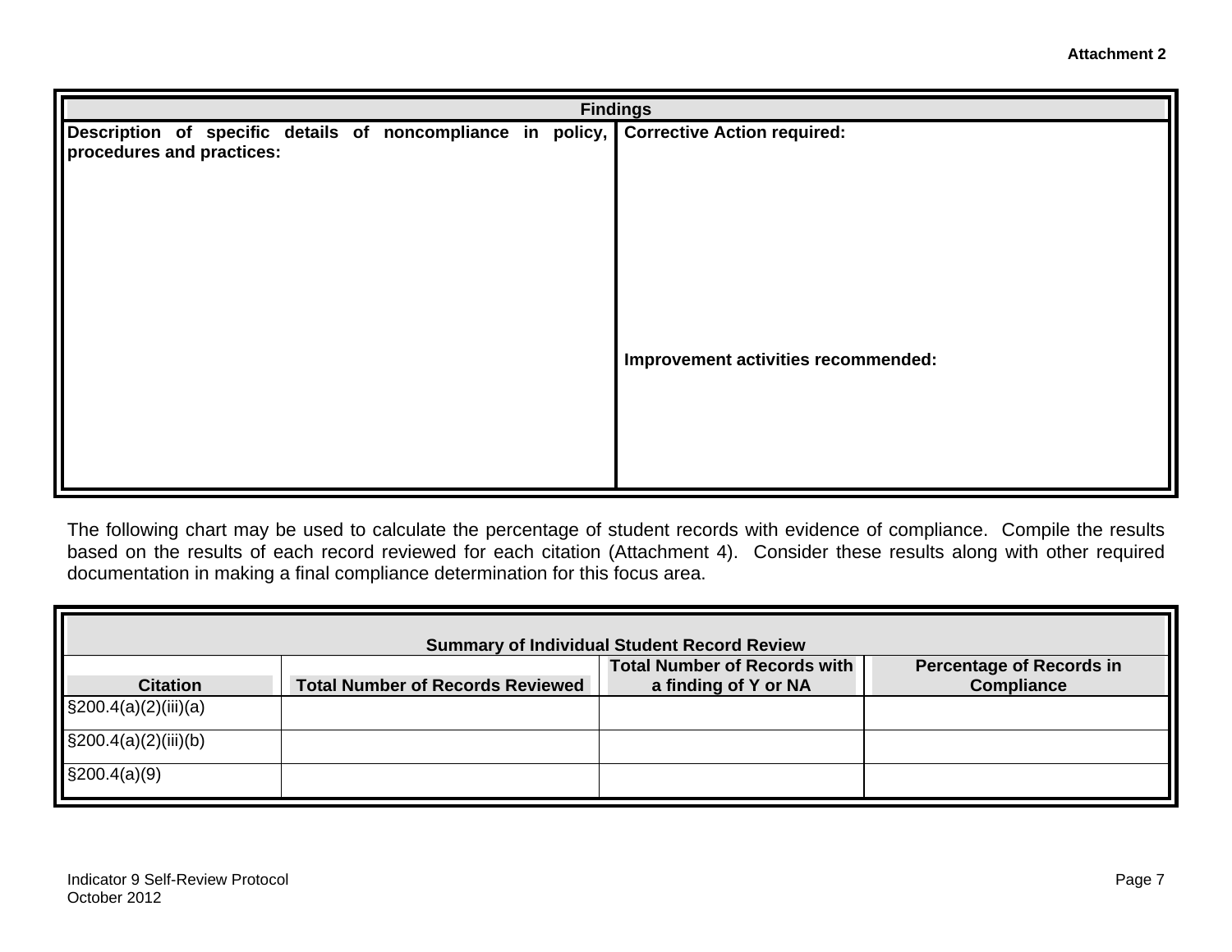Attachment 2

| Findings | |
|---|---|
| **Description of specific details of noncompliance in policy, procedures and practices:** | **Corrective Action required:**<br><br><br><br>**Improvement activities recommended:** |

The following chart may be used to calculate the percentage of student records with evidence of compliance. Compile the results based on the results of each record reviewed for each citation (Attachment 4). Consider these results along with other required documentation in making a final compliance determination for this focus area.

| Summary of Individual Student Record Review | | | |
|---|---|---|---|
| **Citation** | **Total Number of Records Reviewed** | **Total Number of Records with a finding of Y or NA** | **Percentage of Records in Compliance** |
| §200.4(a)(2)(iii)(a) | | | |
| §200.4(a)(2)(iii)(b) | | | |
| §200.4(a)(9) | | | |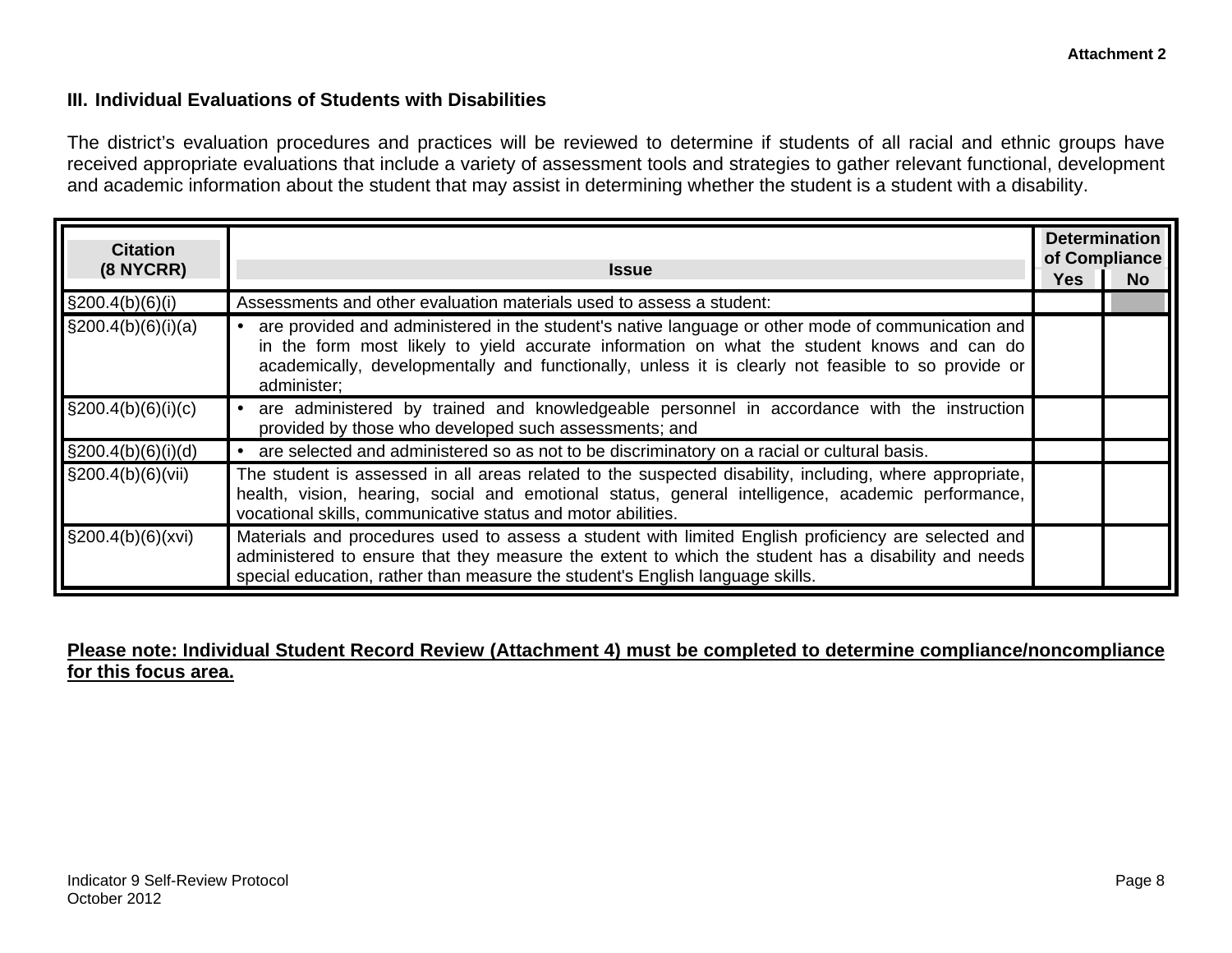Attachment 2

### III. Individual Evaluations of Students with Disabilities

The district's evaluation procedures and practices will be reviewed to determine if students of all racial and ethnic groups have received appropriate evaluations that include a variety of assessment tools and strategies to gather relevant functional, development and academic information about the student that may assist in determining whether the student is a student with a disability.

| Citation (8 NYCRR) | Issue | Determination of Compliance | |
|---|---|---|---|
| | | Yes | No |
| §200.4(b)(6)(i) | Assessments and other evaluation materials used to assess a student: | | |
| §200.4(b)(6)(i)(a) | • are provided and administered in the student's native language or other mode of communication and in the form most likely to yield accurate information on what the student knows and can do academically, developmentally and functionally, unless it is clearly not feasible to so provide or administer; | | |
| §200.4(b)(6)(i)(c) | • are administered by trained and knowledgeable personnel in accordance with the instruction provided by those who developed such assessments; and | | |
| §200.4(b)(6)(i)(d) | • are selected and administered so as not to be discriminatory on a racial or cultural basis. | | |
| §200.4(b)(6)(vii) | The student is assessed in all areas related to the suspected disability, including, where appropriate, health, vision, hearing, social and emotional status, general intelligence, academic performance, vocational skills, communicative status and motor abilities. | | |
| §200.4(b)(6)(xvi) | Materials and procedures used to assess a student with limited English proficiency are selected and administered to ensure that they measure the extent to which the student has a disability and needs special education, rather than measure the student's English language skills. | | |

**Please note: Individual Student Record Review (Attachment 4) must be completed to determine compliance/noncompliance for this focus area.**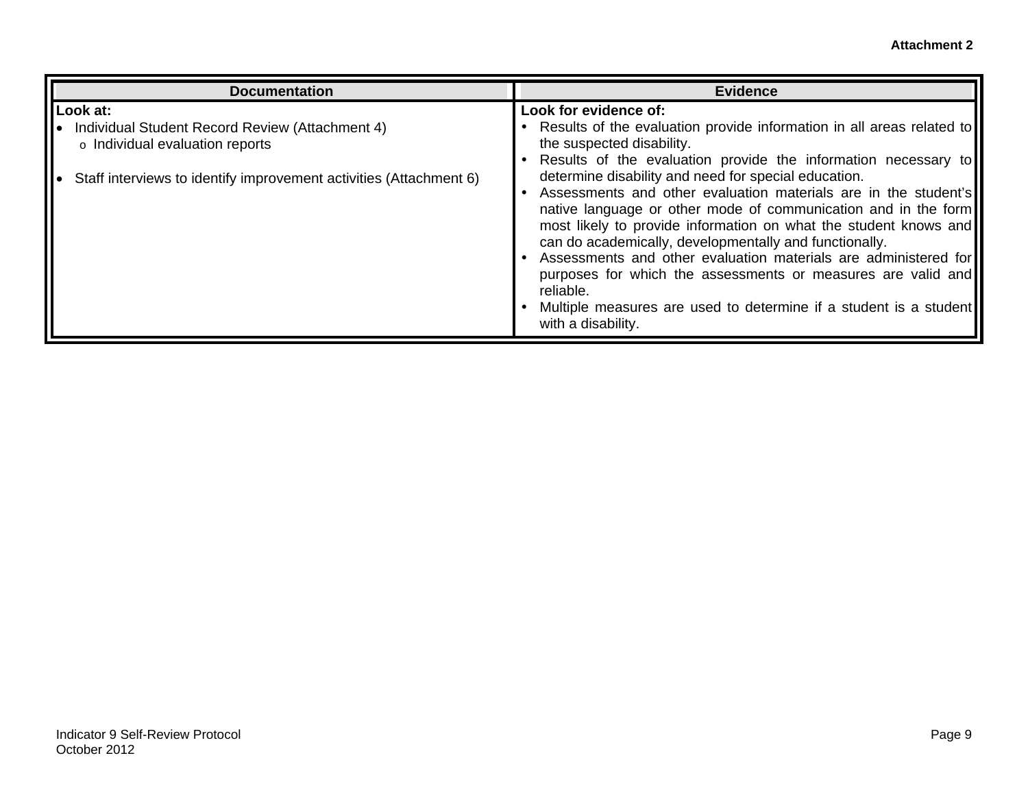**Attachment 2**

| Documentation | Evidence |
|---|---|
| **Look at:**<br>• Individual Student Record Review (Attachment 4)<br>&nbsp;&nbsp;&nbsp;o Individual evaluation reports<br><br>• Staff interviews to identify improvement activities (Attachment 6) | **Look for evidence of:**<br>• Results of the evaluation provide information in all areas related to the suspected disability.<br>• Results of the evaluation provide the information necessary to determine disability and need for special education.<br>• Assessments and other evaluation materials are in the student's native language or other mode of communication and in the form most likely to provide information on what the student knows and can do academically, developmentally and functionally.<br>• Assessments and other evaluation materials are administered for purposes for which the assessments or measures are valid and reliable.<br>• Multiple measures are used to determine if a student is a student with a disability. |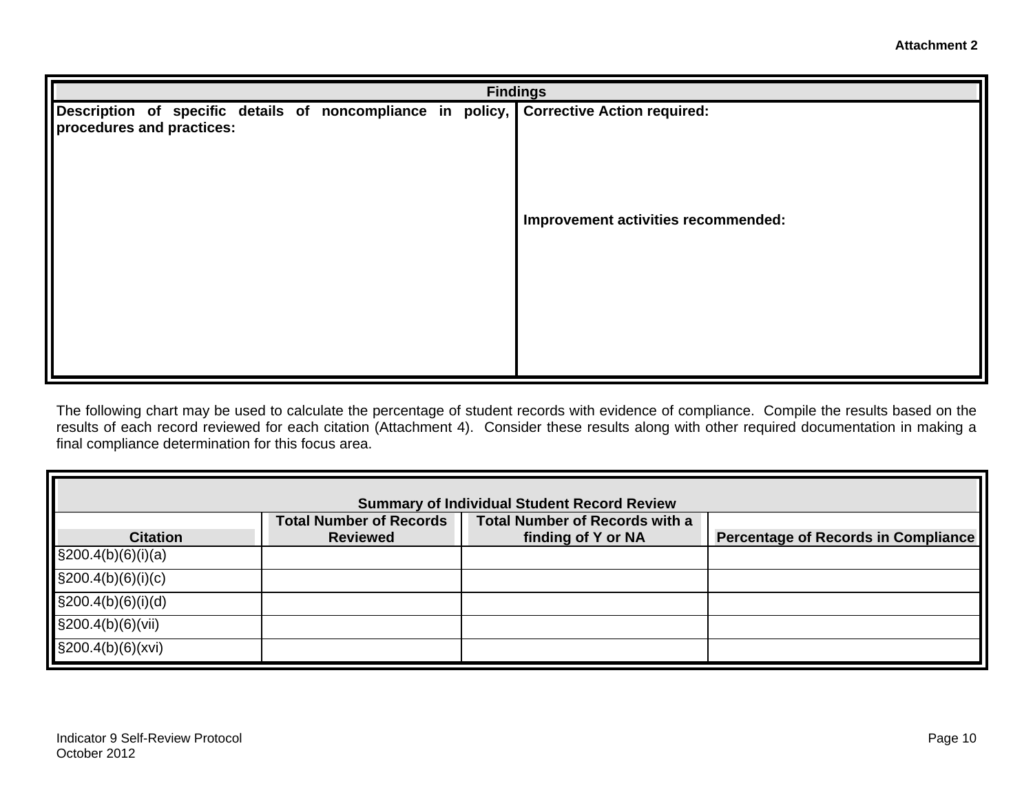**Attachment 2**

| Findings | |
|---|---|
| **Description of specific details of noncompliance in policy, procedures and practices:** | **Corrective Action required:**<br><br><br><br>**Improvement activities recommended:** |

The following chart may be used to calculate the percentage of student records with evidence of compliance. Compile the results based on the results of each record reviewed for each citation (Attachment 4). Consider these results along with other required documentation in making a final compliance determination for this focus area.

| Summary of Individual Student Record Review | | | |
|---|---|---|---|
| **Citation** | **Total Number of Records Reviewed** | **Total Number of Records with a finding of Y or NA** | **Percentage of Records in Compliance** |
| §200.4(b)(6)(i)(a) | | | |
| §200.4(b)(6)(i)(c) | | | |
| §200.4(b)(6)(i)(d) | | | |
| §200.4(b)(6)(vii) | | | |
| §200.4(b)(6)(xvi) | | | |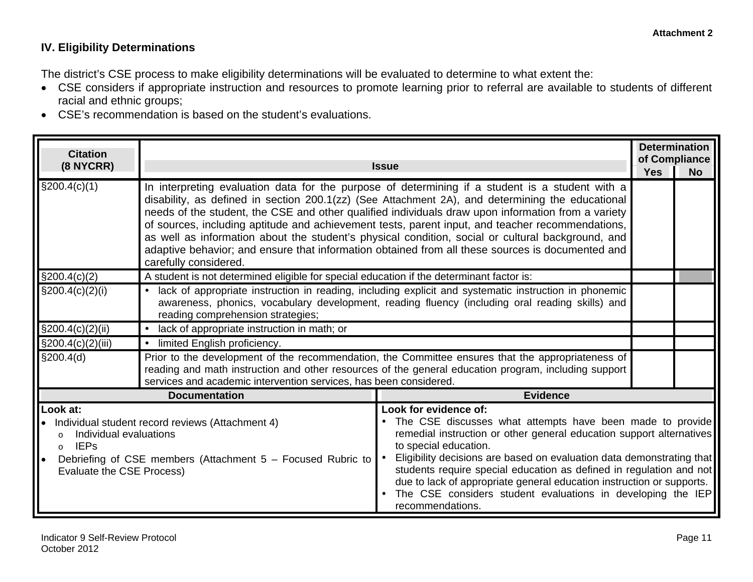**Attachment 2**

## IV. Eligibility Determinations

The district's CSE process to make eligibility determinations will be evaluated to determine to what extent the:

- CSE considers if appropriate instruction and resources to promote learning prior to referral are available to students of different racial and ethnic groups;
- CSE's recommendation is based on the student's evaluations.

| Citation (8 NYCRR) | Issue | Determination of Compliance | |
|---|---|---|---|
| | | Yes | No |
| §200.4(c)(1) | In interpreting evaluation data for the purpose of determining if a student is a student with a disability, as defined in section 200.1(zz) (See Attachment 2A), and determining the educational needs of the student, the CSE and other qualified individuals draw upon information from a variety of sources, including aptitude and achievement tests, parent input, and teacher recommendations, as well as information about the student's physical condition, social or cultural background, and adaptive behavior; and ensure that information obtained from all these sources is documented and carefully considered. | | |
| §200.4(c)(2) | A student is not determined eligible for special education if the determinant factor is: | | |
| §200.4(c)(2)(i) | • lack of appropriate instruction in reading, including explicit and systematic instruction in phonemic awareness, phonics, vocabulary development, reading fluency (including oral reading skills) and reading comprehension strategies; | | |
| §200.4(c)(2)(ii) | • lack of appropriate instruction in math; or | | |
| §200.4(c)(2)(iii) | • limited English proficiency. | | |
| §200.4(d) | Prior to the development of the recommendation, the Committee ensures that the appropriateness of reading and math instruction and other resources of the general education program, including support services and academic intervention services, has been considered. | | |

| Documentation | Evidence |
|---|---|
| **Look at:**<br>• Individual student record reviews (Attachment 4)<br>&nbsp;&nbsp;o Individual evaluations<br>&nbsp;&nbsp;o IEPs<br>• Debriefing of CSE members (Attachment 5 – Focused Rubric to Evaluate the CSE Process) | **Look for evidence of:**<br>• The CSE discusses what attempts have been made to provide remedial instruction or other general education support alternatives to special education.<br>• Eligibility decisions are based on evaluation data demonstrating that students require special education as defined in regulation and not due to lack of appropriate general education instruction or supports.<br>• The CSE considers student evaluations in developing the IEP recommendations. |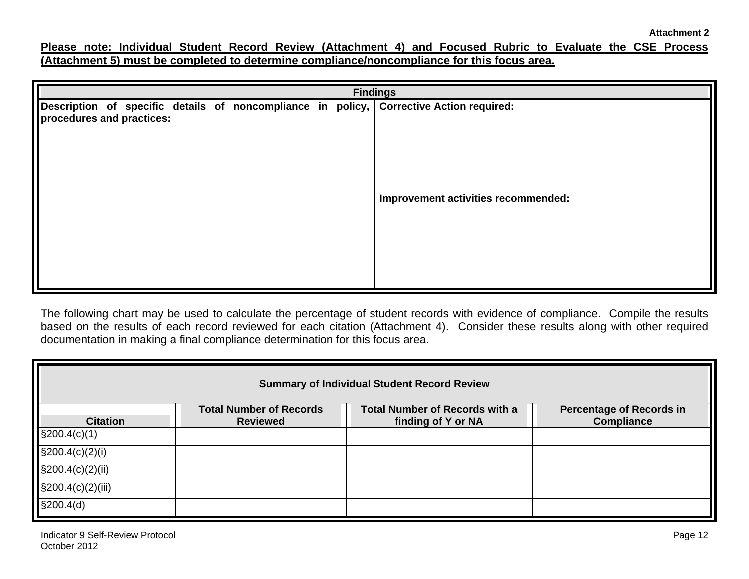Attachment 2

**Please note: Individual Student Record Review (Attachment 4) and Focused Rubric to Evaluate the CSE Process (Attachment 5) must be completed to determine compliance/noncompliance for this focus area.**

| Findings | |
|---|---|
| **Description of specific details of noncompliance in policy, procedures and practices:** | **Corrective Action required:**<br><br><br><br>**Improvement activities recommended:** |

The following chart may be used to calculate the percentage of student records with evidence of compliance. Compile the results based on the results of each record reviewed for each citation (Attachment 4). Consider these results along with other required documentation in making a final compliance determination for this focus area.

| Summary of Individual Student Record Review | | | |
|---|---|---|---|
| **Citation** | **Total Number of Records Reviewed** | **Total Number of Records with a finding of Y or NA** | **Percentage of Records in Compliance** |
| §200.4(c)(1) | | | |
| §200.4(c)(2)(i) | | | |
| §200.4(c)(2)(ii) | | | |
| §200.4(c)(2)(iii) | | | |
| §200.4(d) | | | |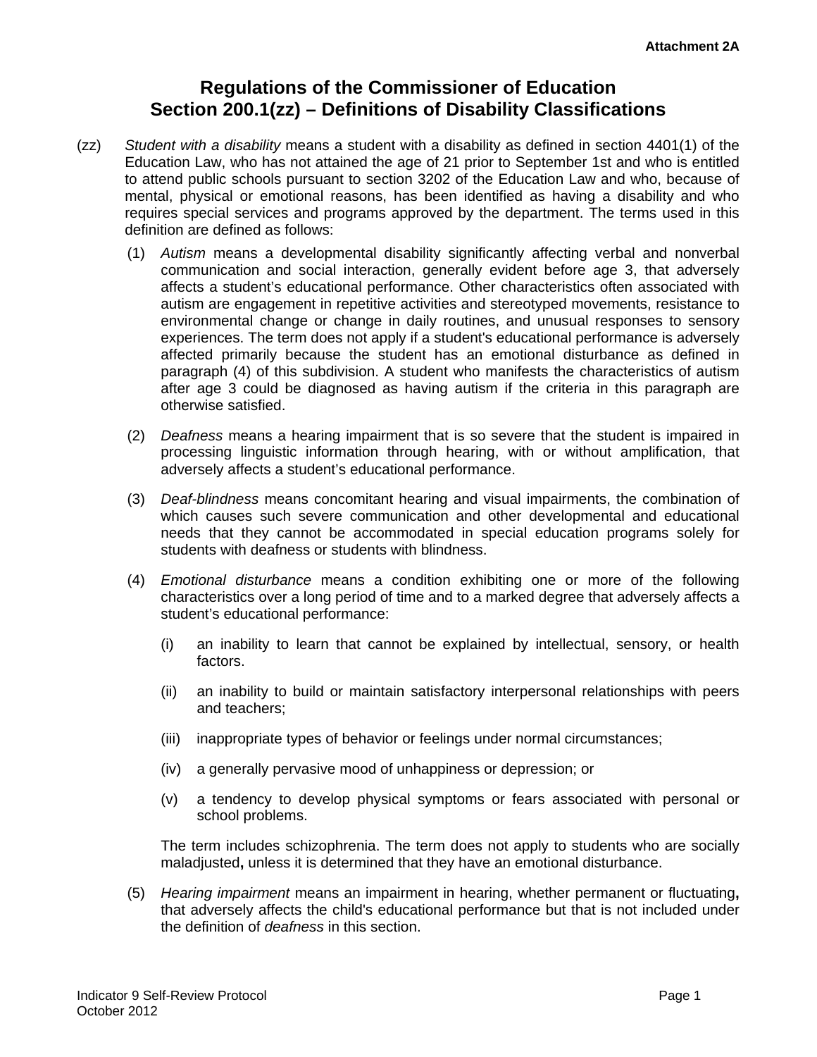Attachment 2A

# Regulations of the Commissioner of Education
# Section 200.1(zz) – Definitions of Disability Classifications

(zz) *Student with a disability* means a student with a disability as defined in section 4401(1) of the Education Law, who has not attained the age of 21 prior to September 1st and who is entitled to attend public schools pursuant to section 3202 of the Education Law and who, because of mental, physical or emotional reasons, has been identified as having a disability and who requires special services and programs approved by the department. The terms used in this definition are defined as follows:

(1) *Autism* means a developmental disability significantly affecting verbal and nonverbal communication and social interaction, generally evident before age 3, that adversely affects a student's educational performance. Other characteristics often associated with autism are engagement in repetitive activities and stereotyped movements, resistance to environmental change or change in daily routines, and unusual responses to sensory experiences. The term does not apply if a student's educational performance is adversely affected primarily because the student has an emotional disturbance as defined in paragraph (4) of this subdivision. A student who manifests the characteristics of autism after age 3 could be diagnosed as having autism if the criteria in this paragraph are otherwise satisfied.

(2) *Deafness* means a hearing impairment that is so severe that the student is impaired in processing linguistic information through hearing, with or without amplification, that adversely affects a student's educational performance.

(3) *Deaf-blindness* means concomitant hearing and visual impairments, the combination of which causes such severe communication and other developmental and educational needs that they cannot be accommodated in special education programs solely for students with deafness or students with blindness.

(4) *Emotional disturbance* means a condition exhibiting one or more of the following characteristics over a long period of time and to a marked degree that adversely affects a student's educational performance:

(i) an inability to learn that cannot be explained by intellectual, sensory, or health factors.

(ii) an inability to build or maintain satisfactory interpersonal relationships with peers and teachers;

(iii) inappropriate types of behavior or feelings under normal circumstances;

(iv) a generally pervasive mood of unhappiness or depression; or

(v) a tendency to develop physical symptoms or fears associated with personal or school problems.

The term includes schizophrenia. The term does not apply to students who are socially maladjusted**,** unless it is determined that they have an emotional disturbance.

(5) *Hearing impairment* means an impairment in hearing, whether permanent or fluctuating**,** that adversely affects the child's educational performance but that is not included under the definition of *deafness* in this section.

Indicator 9 Self-Review Protocol
October 2012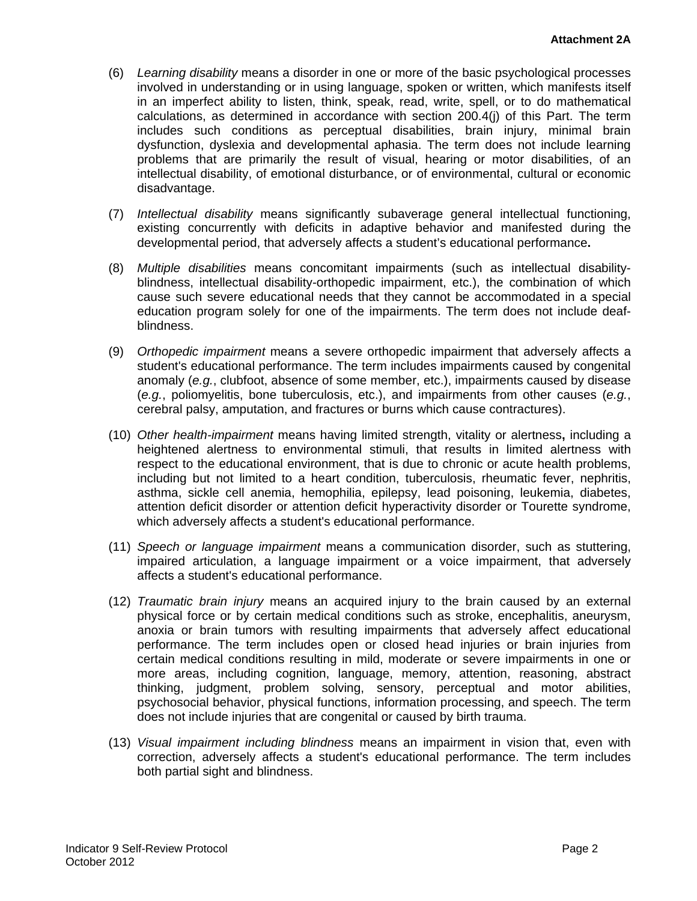**Attachment 2A**

(6) *Learning disability* means a disorder in one or more of the basic psychological processes involved in understanding or in using language, spoken or written, which manifests itself in an imperfect ability to listen, think, speak, read, write, spell, or to do mathematical calculations, as determined in accordance with section 200.4(j) of this Part. The term includes such conditions as perceptual disabilities, brain injury, minimal brain dysfunction, dyslexia and developmental aphasia. The term does not include learning problems that are primarily the result of visual, hearing or motor disabilities, of an intellectual disability, of emotional disturbance, or of environmental, cultural or economic disadvantage.

(7) *Intellectual disability* means significantly subaverage general intellectual functioning, existing concurrently with deficits in adaptive behavior and manifested during the developmental period, that adversely affects a student's educational performance**.**

(8) *Multiple disabilities* means concomitant impairments (such as intellectual disability-blindness, intellectual disability-orthopedic impairment, etc.), the combination of which cause such severe educational needs that they cannot be accommodated in a special education program solely for one of the impairments. The term does not include deaf-blindness.

(9) *Orthopedic impairment* means a severe orthopedic impairment that adversely affects a student's educational performance. The term includes impairments caused by congenital anomaly (*e.g.*, clubfoot, absence of some member, etc.), impairments caused by disease (*e.g.*, poliomyelitis, bone tuberculosis, etc.), and impairments from other causes (*e.g.*, cerebral palsy, amputation, and fractures or burns which cause contractures).

(10) *Other health-impairment* means having limited strength, vitality or alertness**,** including a heightened alertness to environmental stimuli, that results in limited alertness with respect to the educational environment, that is due to chronic or acute health problems, including but not limited to a heart condition, tuberculosis, rheumatic fever, nephritis, asthma, sickle cell anemia, hemophilia, epilepsy, lead poisoning, leukemia, diabetes, attention deficit disorder or attention deficit hyperactivity disorder or Tourette syndrome, which adversely affects a student's educational performance.

(11) *Speech or language impairment* means a communication disorder, such as stuttering, impaired articulation, a language impairment or a voice impairment, that adversely affects a student's educational performance.

(12) *Traumatic brain injury* means an acquired injury to the brain caused by an external physical force or by certain medical conditions such as stroke, encephalitis, aneurysm, anoxia or brain tumors with resulting impairments that adversely affect educational performance. The term includes open or closed head injuries or brain injuries from certain medical conditions resulting in mild, moderate or severe impairments in one or more areas, including cognition, language, memory, attention, reasoning, abstract thinking, judgment, problem solving, sensory, perceptual and motor abilities, psychosocial behavior, physical functions, information processing, and speech. The term does not include injuries that are congenital or caused by birth trauma.

(13) *Visual impairment including blindness* means an impairment in vision that, even with correction, adversely affects a student's educational performance. The term includes both partial sight and blindness.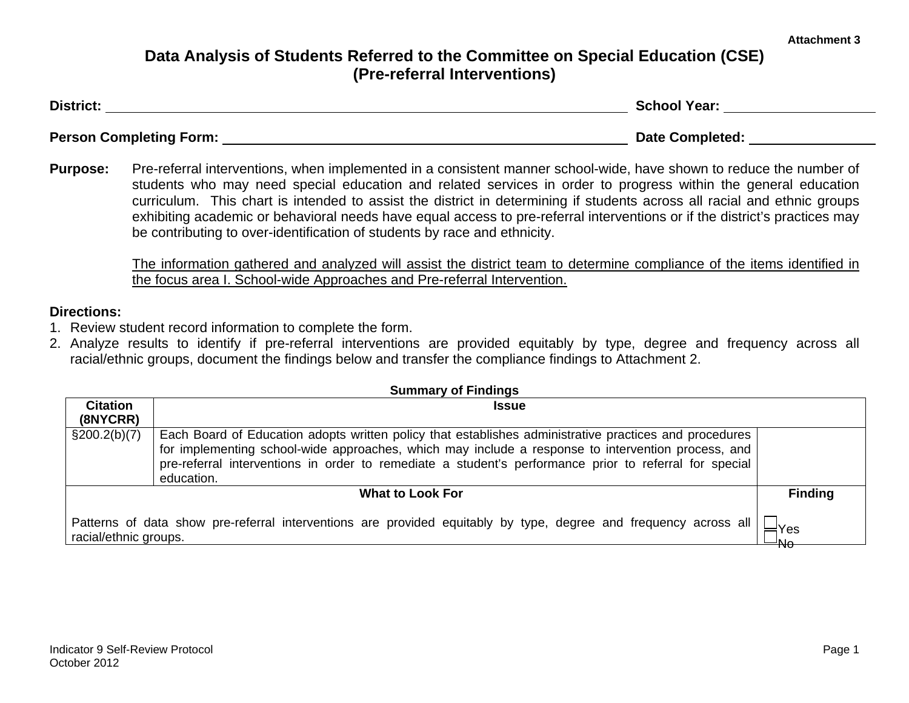**Attachment 3**

# Data Analysis of Students Referred to the Committee on Special Education (CSE)
## (Pre-referral Interventions)

**District:** ______________________________ **School Year:** ______________

**Person Completing Form:** ______________________________ **Date Completed:** ______________

**Purpose:** Pre-referral interventions, when implemented in a consistent manner school-wide, have shown to reduce the number of students who may need special education and related services in order to progress within the general education curriculum. This chart is intended to assist the district in determining if students across all racial and ethnic groups exhibiting academic or behavioral needs have equal access to pre-referral interventions or if the district's practices may be contributing to over-identification of students by race and ethnicity.

<u>The information gathered and analyzed will assist the district team to determine compliance of the items identified in the focus area I. School-wide Approaches and Pre-referral Intervention.</u>

**Directions:**

1. Review student record information to complete the form.
2. Analyze results to identify if pre-referral interventions are provided equitably by type, degree and frequency across all racial/ethnic groups, document the findings below and transfer the compliance findings to Attachment 2.

**Summary of Findings**

| Citation (8NYCRR) | Issue | |
|---|---|---|
| §200.2(b)(7) | Each Board of Education adopts written policy that establishes administrative practices and procedures for implementing school-wide approaches, which may include a response to intervention process, and pre-referral interventions in order to remediate a student's performance prior to referral for special education. | |
| **What to Look For** | | **Finding** |
| Patterns of data show pre-referral interventions are provided equitably by type, degree and frequency across all racial/ethnic groups. | | ☐ Yes<br>☐ No |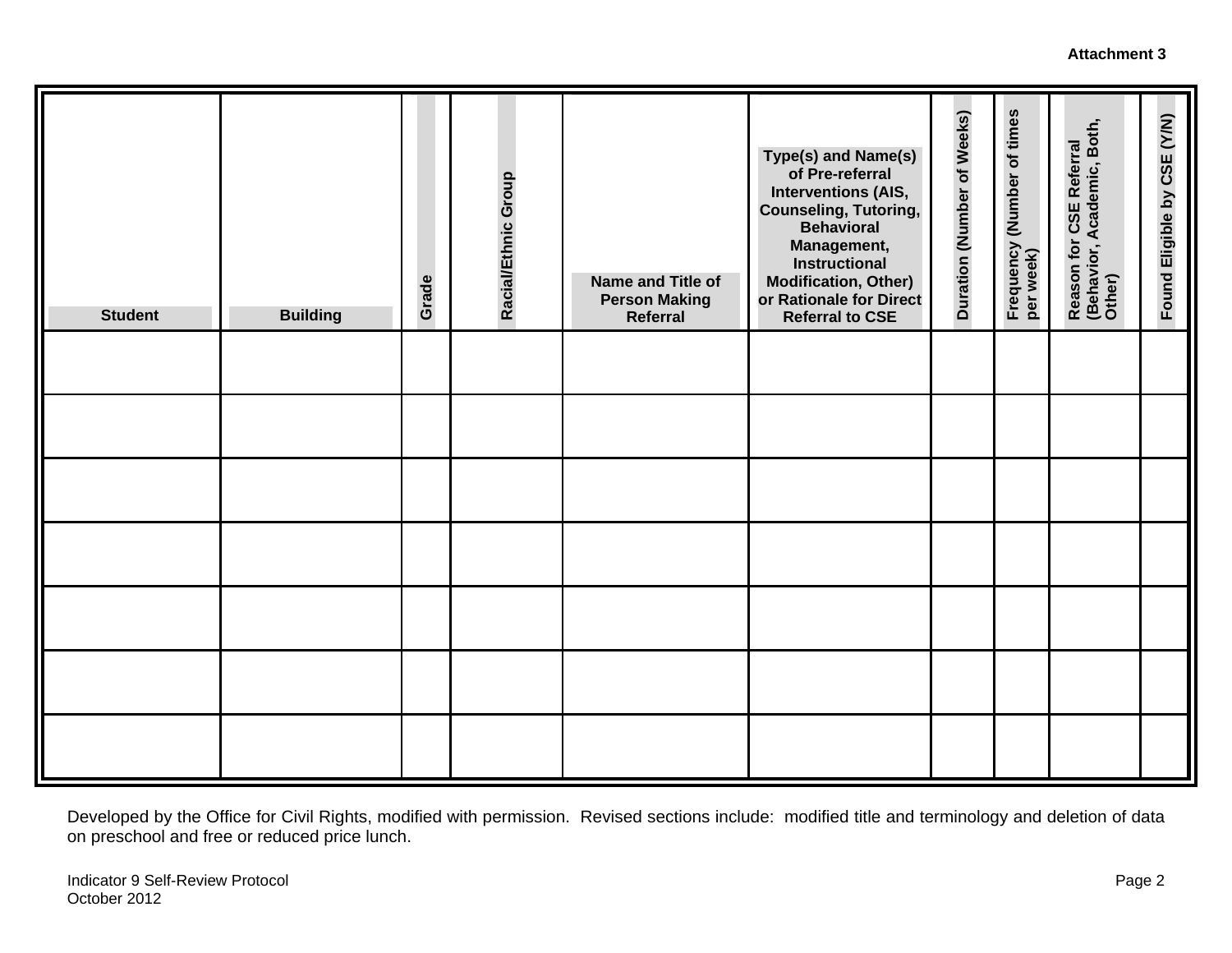**Attachment 3**

| Student | Building | Grade | Racial/Ethnic Group | Name and Title of Person Making Referral | Type(s) and Name(s) of Pre-referral Interventions (AIS, Counseling, Tutoring, Behavioral Management, Instructional Modification, Other) or Rationale for Direct Referral to CSE | Duration (Number of Weeks) | Frequency (Number of times per week) | Reason for CSE Referral (Behavior, Academic, Both, Other) | Found Eligible by CSE (Y/N) |
|---|---|---|---|---|---|---|---|---|---|
| | | | | | | | | | |
| | | | | | | | | | |
| | | | | | | | | | |
| | | | | | | | | | |
| | | | | | | | | | |
| | | | | | | | | | |
| | | | | | | | | | |

Developed by the Office for Civil Rights, modified with permission. Revised sections include: modified title and terminology and deletion of data on preschool and free or reduced price lunch.

Indicator 9 Self-Review Protocol
October 2012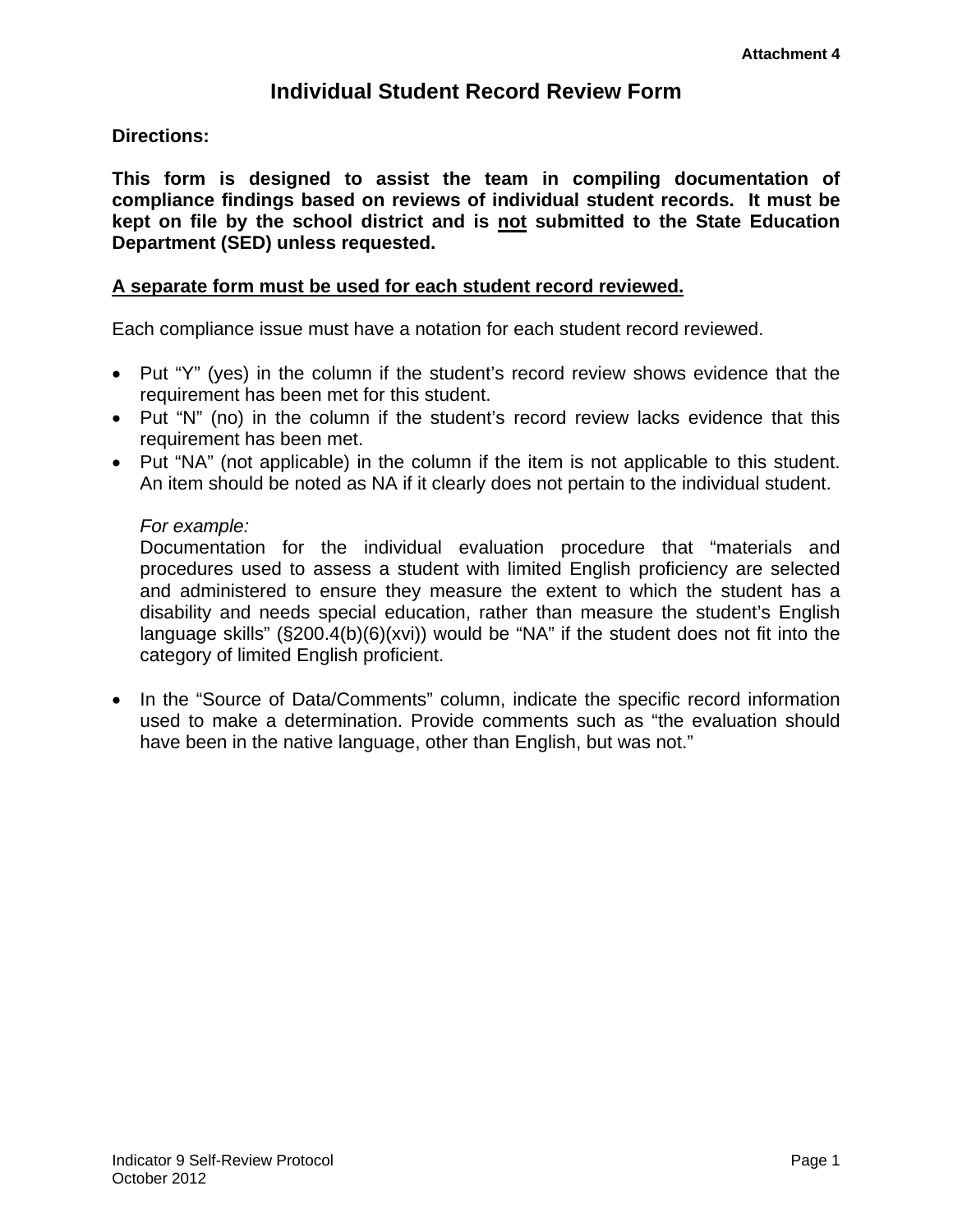**Attachment 4**

# Individual Student Record Review Form

**Directions:**

**This form is designed to assist the team in compiling documentation of compliance findings based on reviews of individual student records. It must be kept on file by the school district and is not submitted to the State Education Department (SED) unless requested.**

**A separate form must be used for each student record reviewed.**

Each compliance issue must have a notation for each student record reviewed.

- Put "Y" (yes) in the column if the student's record review shows evidence that the requirement has been met for this student.
- Put "N" (no) in the column if the student's record review lacks evidence that this requirement has been met.
- Put "NA" (not applicable) in the column if the item is not applicable to this student. An item should be noted as NA if it clearly does not pertain to the individual student.

  *For example:*
  Documentation for the individual evaluation procedure that "materials and procedures used to assess a student with limited English proficiency are selected and administered to ensure they measure the extent to which the student has a disability and needs special education, rather than measure the student's English language skills" (§200.4(b)(6)(xvi)) would be "NA" if the student does not fit into the category of limited English proficient.

- In the "Source of Data/Comments" column, indicate the specific record information used to make a determination. Provide comments such as "the evaluation should have been in the native language, other than English, but was not."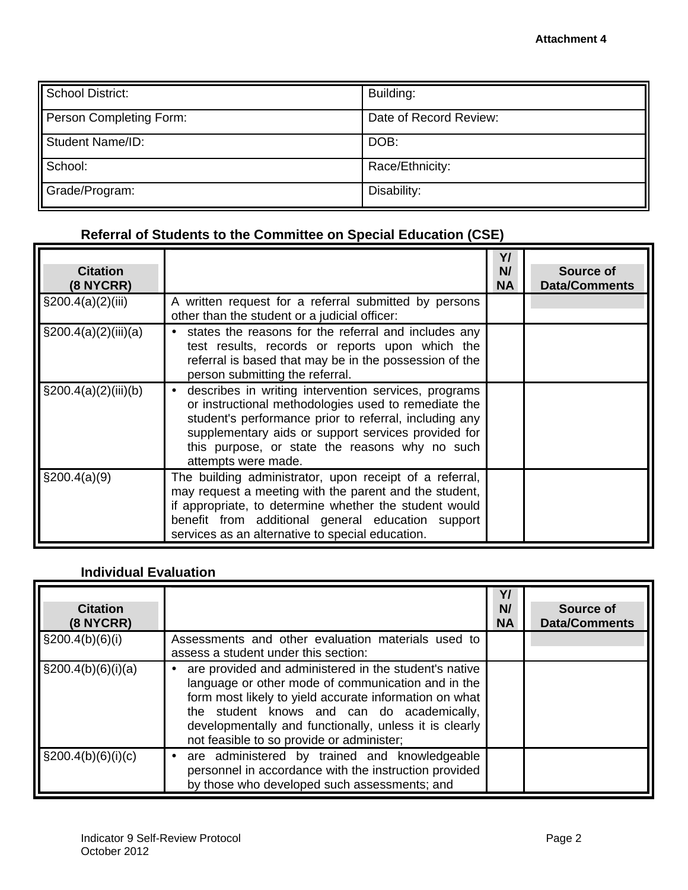Attachment 4

| School District: | Building: |
|---|---|
| Person Completing Form: | Date of Record Review: |
| Student Name/ID: | DOB: |
| School: | Race/Ethnicity: |
| Grade/Program: | Disability: |

### Referral of Students to the Committee on Special Education (CSE)

| Citation (8 NYCRR) | | Y/ N/ NA | Source of Data/Comments |
|---|---|---|---|
| §200.4(a)(2)(iii) | A written request for a referral submitted by persons other than the student or a judicial officer: | | |
| §200.4(a)(2)(iii)(a) | • states the reasons for the referral and includes any test results, records or reports upon which the referral is based that may be in the possession of the person submitting the referral. | | |
| §200.4(a)(2)(iii)(b) | • describes in writing intervention services, programs or instructional methodologies used to remediate the student's performance prior to referral, including any supplementary aids or support services provided for this purpose, or state the reasons why no such attempts were made. | | |
| §200.4(a)(9) | The building administrator, upon receipt of a referral, may request a meeting with the parent and the student, if appropriate, to determine whether the student would benefit from additional general education support services as an alternative to special education. | | |

### Individual Evaluation

| Citation (8 NYCRR) | | Y/ N/ NA | Source of Data/Comments |
|---|---|---|---|
| §200.4(b)(6)(i) | Assessments and other evaluation materials used to assess a student under this section: | | |
| §200.4(b)(6)(i)(a) | • are provided and administered in the student's native language or other mode of communication and in the form most likely to yield accurate information on what the student knows and can do academically, developmentally and functionally, unless it is clearly not feasible to so provide or administer; | | |
| §200.4(b)(6)(i)(c) | • are administered by trained and knowledgeable personnel in accordance with the instruction provided by those who developed such assessments; and | | |

Indicator 9 Self-Review Protocol
October 2012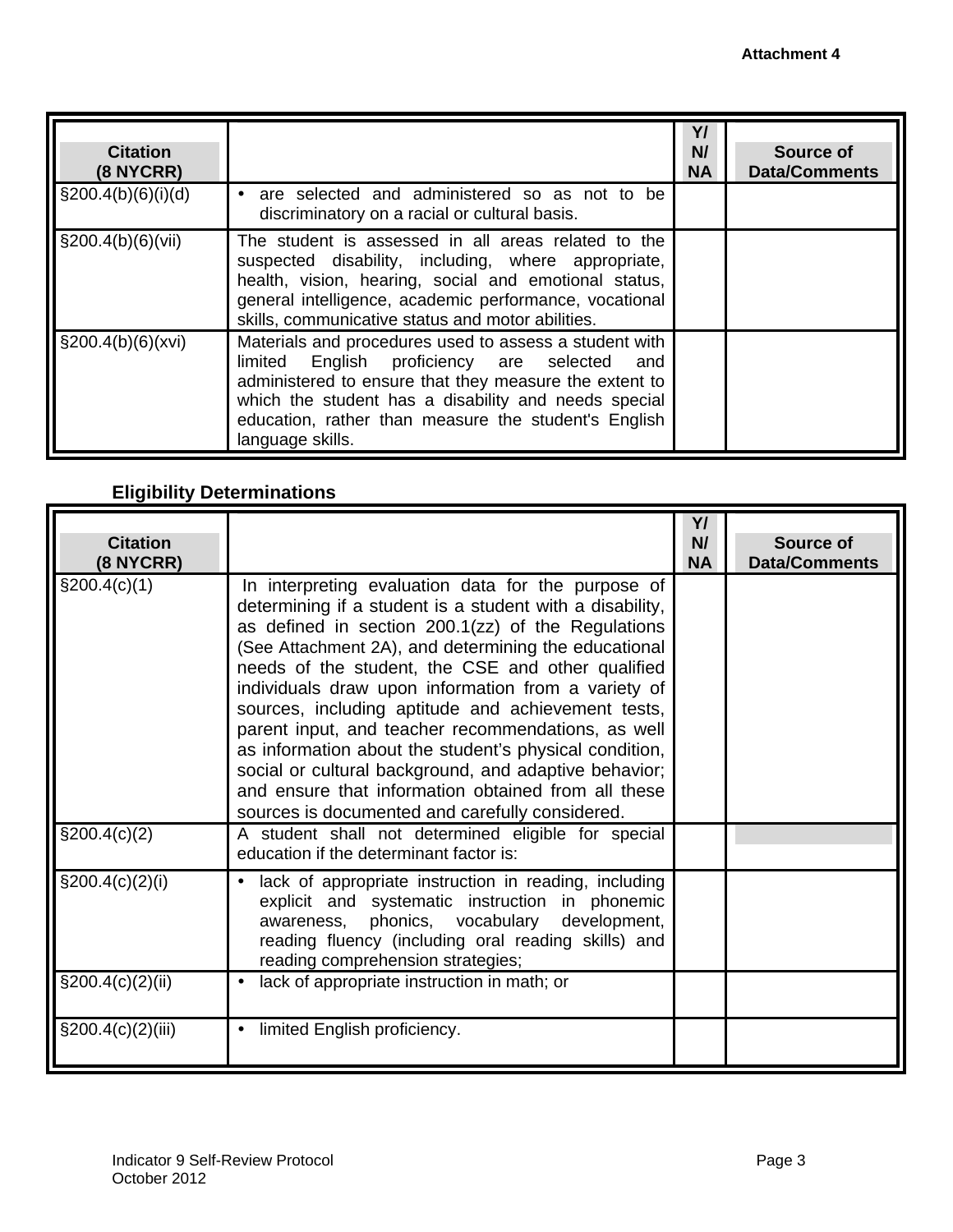Attachment 4

| Citation (8 NYCRR) | | Y/ N/ NA | Source of Data/Comments |
|---|---|---|---|
| §200.4(b)(6)(i)(d) | • are selected and administered so as not to be discriminatory on a racial or cultural basis. | | |
| §200.4(b)(6)(vii) | The student is assessed in all areas related to the suspected disability, including, where appropriate, health, vision, hearing, social and emotional status, general intelligence, academic performance, vocational skills, communicative status and motor abilities. | | |
| §200.4(b)(6)(xvi) | Materials and procedures used to assess a student with limited English proficiency are selected and administered to ensure that they measure the extent to which the student has a disability and needs special education, rather than measure the student's English language skills. | | |

## Eligibility Determinations

| Citation (8 NYCRR) | | Y/ N/ NA | Source of Data/Comments |
|---|---|---|---|
| §200.4(c)(1) | In interpreting evaluation data for the purpose of determining if a student is a student with a disability, as defined in section 200.1(zz) of the Regulations (See Attachment 2A), and determining the educational needs of the student, the CSE and other qualified individuals draw upon information from a variety of sources, including aptitude and achievement tests, parent input, and teacher recommendations, as well as information about the student's physical condition, social or cultural background, and adaptive behavior; and ensure that information obtained from all these sources is documented and carefully considered. | | |
| §200.4(c)(2) | A student shall not determined eligible for special education if the determinant factor is: | | |
| §200.4(c)(2)(i) | • lack of appropriate instruction in reading, including explicit and systematic instruction in phonemic awareness, phonics, vocabulary development, reading fluency (including oral reading skills) and reading comprehension strategies; | | |
| §200.4(c)(2)(ii) | • lack of appropriate instruction in math; or | | |
| §200.4(c)(2)(iii) | • limited English proficiency. | | |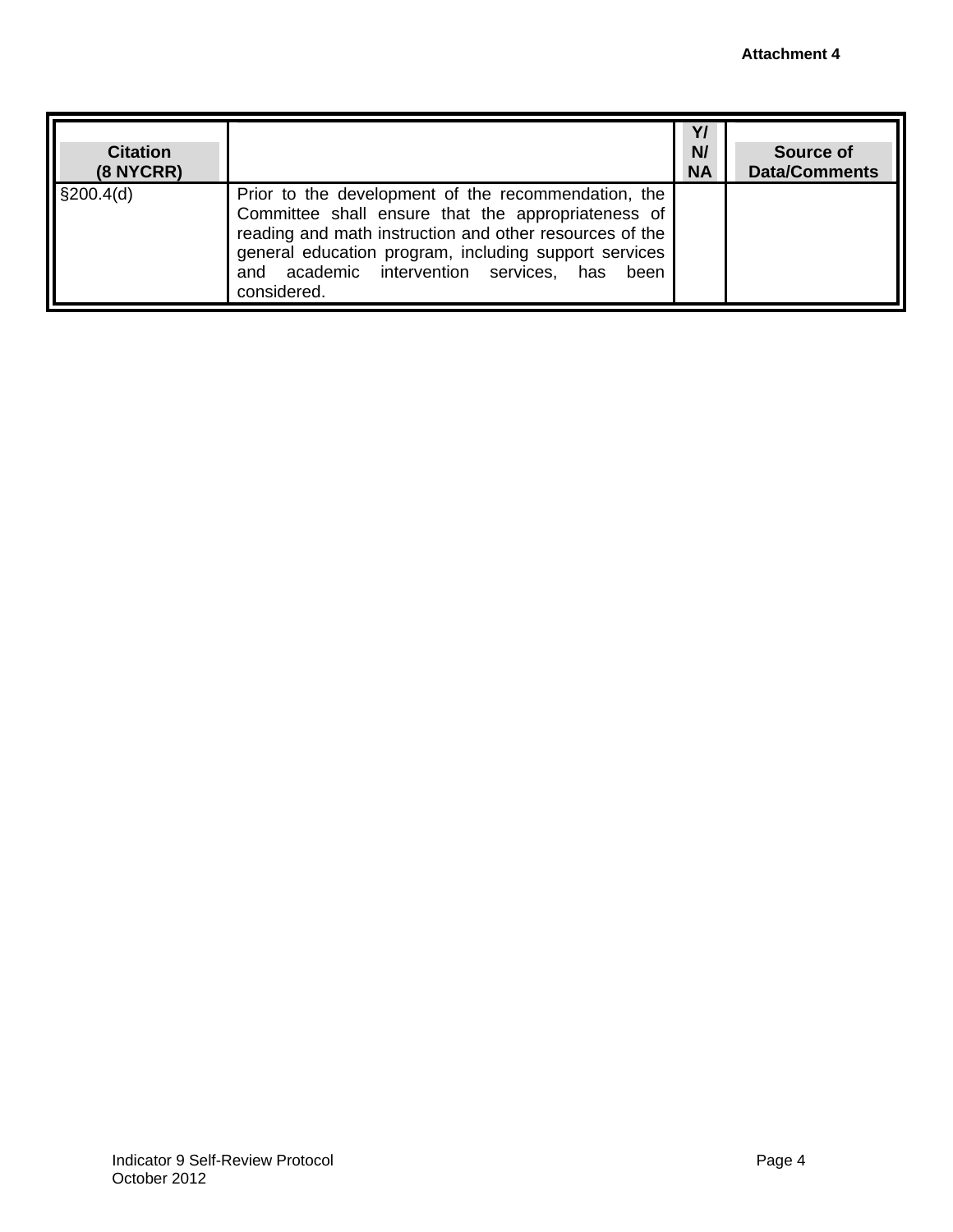**Attachment 4**

| Citation (8 NYCRR) | | Y/ N/ NA | Source of Data/Comments |
|---|---|---|---|
| §200.4(d) | Prior to the development of the recommendation, the Committee shall ensure that the appropriateness of reading and math instruction and other resources of the general education program, including support services and academic intervention services, has been considered. | | |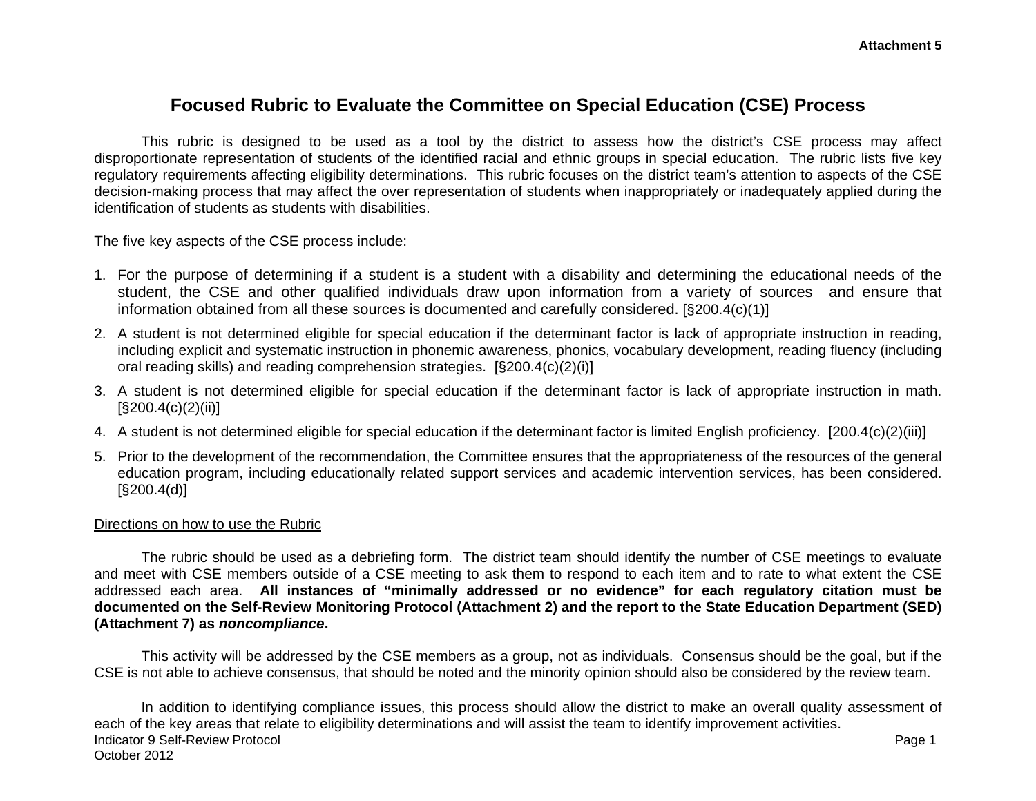Attachment 5

# Focused Rubric to Evaluate the Committee on Special Education (CSE) Process

This rubric is designed to be used as a tool by the district to assess how the district's CSE process may affect disproportionate representation of students of the identified racial and ethnic groups in special education. The rubric lists five key regulatory requirements affecting eligibility determinations. This rubric focuses on the district team's attention to aspects of the CSE decision-making process that may affect the over representation of students when inappropriately or inadequately applied during the identification of students as students with disabilities.

The five key aspects of the CSE process include:

1. For the purpose of determining if a student is a student with a disability and determining the educational needs of the student, the CSE and other qualified individuals draw upon information from a variety of sources and ensure that information obtained from all these sources is documented and carefully considered. [§200.4(c)(1)]
2. A student is not determined eligible for special education if the determinant factor is lack of appropriate instruction in reading, including explicit and systematic instruction in phonemic awareness, phonics, vocabulary development, reading fluency (including oral reading skills) and reading comprehension strategies. [§200.4(c)(2)(i)]
3. A student is not determined eligible for special education if the determinant factor is lack of appropriate instruction in math. [§200.4(c)(2)(ii)]
4. A student is not determined eligible for special education if the determinant factor is limited English proficiency. [200.4(c)(2)(iii)]
5. Prior to the development of the recommendation, the Committee ensures that the appropriateness of the resources of the general education program, including educationally related support services and academic intervention services, has been considered. [§200.4(d)]

<u>Directions on how to use the Rubric</u>

The rubric should be used as a debriefing form. The district team should identify the number of CSE meetings to evaluate and meet with CSE members outside of a CSE meeting to ask them to respond to each item and to rate to what extent the CSE addressed each area. **All instances of "minimally addressed or no evidence" for each regulatory citation must be documented on the Self-Review Monitoring Protocol (Attachment 2) and the report to the State Education Department (SED) (Attachment 7) as *noncompliance*.**

This activity will be addressed by the CSE members as a group, not as individuals. Consensus should be the goal, but if the CSE is not able to achieve consensus, that should be noted and the minority opinion should also be considered by the review team.

In addition to identifying compliance issues, this process should allow the district to make an overall quality assessment of each of the key areas that relate to eligibility determinations and will assist the team to identify improvement activities.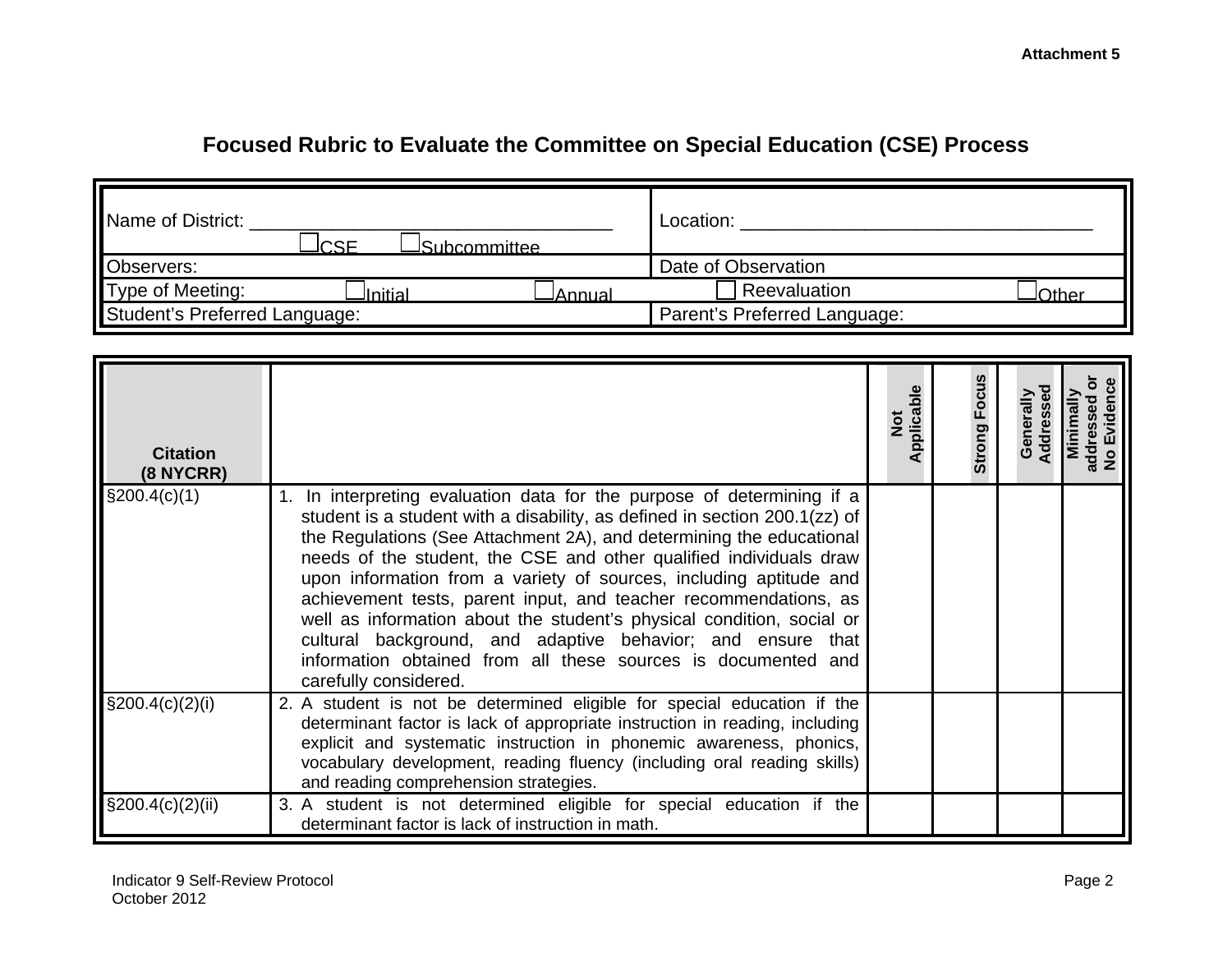Attachment 5

# Focused Rubric to Evaluate the Committee on Special Education (CSE) Process

| | |
|---|---|
| Name of District: ___________________________________ ☐CSE ☐Subcommittee | Location: ___________________________________ |
| Observers: | Date of Observation |
| Type of Meeting: ☐Initial ☐Annual | ☐ Reevaluation ☐Other |
| Student's Preferred Language: | Parent's Preferred Language: |

| Citation (8 NYCRR) | | Not Applicable | Strong Focus | Generally Addressed | Minimally addressed or No Evidence |
|---|---|---|---|---|---|
| §200.4(c)(1) | 1. In interpreting evaluation data for the purpose of determining if a student is a student with a disability, as defined in section 200.1(zz) of the Regulations (See Attachment 2A), and determining the educational needs of the student, the CSE and other qualified individuals draw upon information from a variety of sources, including aptitude and achievement tests, parent input, and teacher recommendations, as well as information about the student's physical condition, social or cultural background, and adaptive behavior; and ensure that information obtained from all these sources is documented and carefully considered. | | | | |
| §200.4(c)(2)(i) | 2. A student is not be determined eligible for special education if the determinant factor is lack of appropriate instruction in reading, including explicit and systematic instruction in phonemic awareness, phonics, vocabulary development, reading fluency (including oral reading skills) and reading comprehension strategies. | | | | |
| §200.4(c)(2)(ii) | 3. A student is not determined eligible for special education if the determinant factor is lack of instruction in math. | | | | |

Indicator 9 Self-Review Protocol
October 2012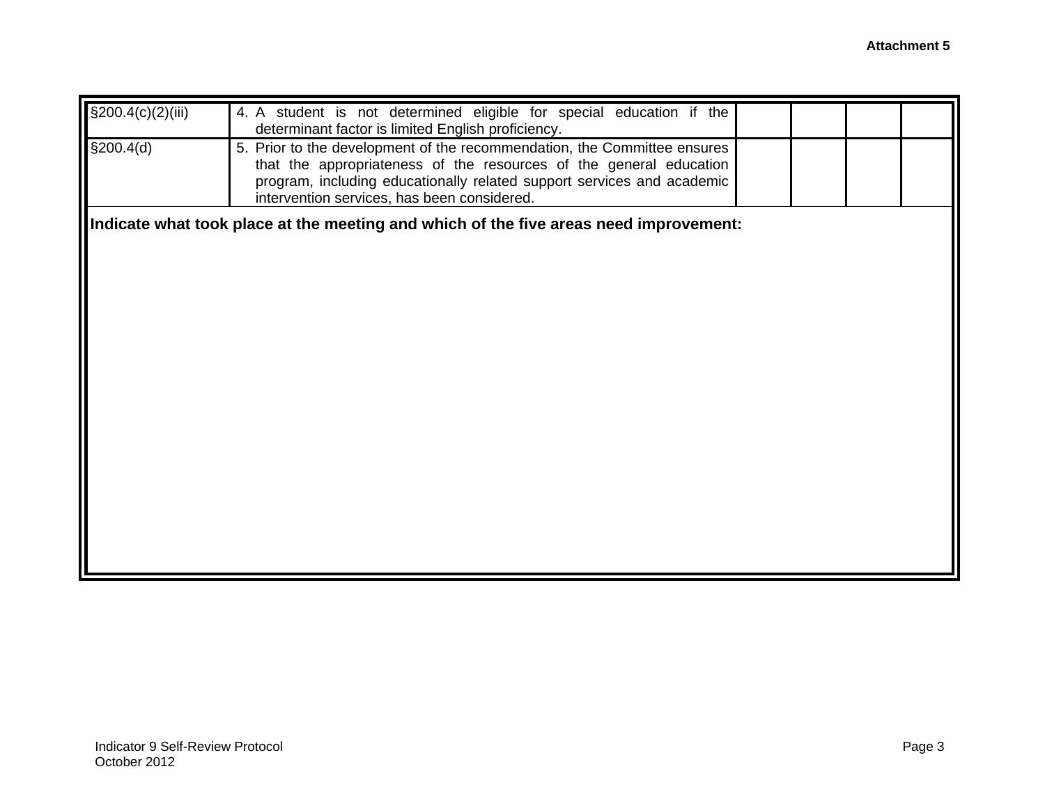**Attachment 5**

| | | | | | |
|---|---|---|---|---|---|
| §200.4(c)(2)(iii) | 4. A student is not determined eligible for special education if the determinant factor is limited English proficiency. | | | | |
| §200.4(d) | 5. Prior to the development of the recommendation, the Committee ensures that the appropriateness of the resources of the general education program, including educationally related support services and academic intervention services, has been considered. | | | | |

**Indicate what took place at the meeting and which of the five areas need improvement:**

Indicator 9 Self-Review Protocol
October 2012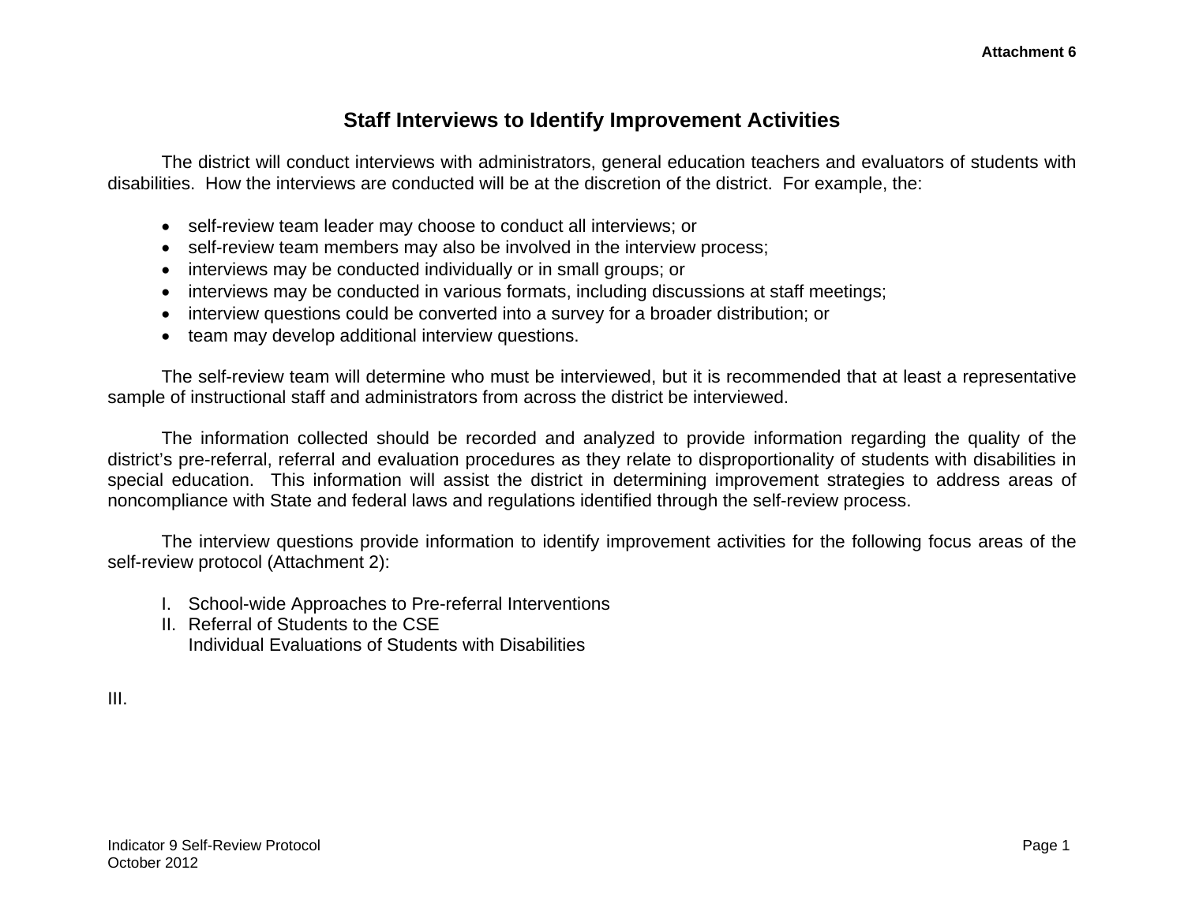Attachment 6

## Staff Interviews to Identify Improvement Activities

The district will conduct interviews with administrators, general education teachers and evaluators of students with disabilities. How the interviews are conducted will be at the discretion of the district. For example, the:

- self-review team leader may choose to conduct all interviews; or
- self-review team members may also be involved in the interview process;
- interviews may be conducted individually or in small groups; or
- interviews may be conducted in various formats, including discussions at staff meetings;
- interview questions could be converted into a survey for a broader distribution; or
- team may develop additional interview questions.

The self-review team will determine who must be interviewed, but it is recommended that at least a representative sample of instructional staff and administrators from across the district be interviewed.

The information collected should be recorded and analyzed to provide information regarding the quality of the district's pre-referral, referral and evaluation procedures as they relate to disproportionality of students with disabilities in special education. This information will assist the district in determining improvement strategies to address areas of noncompliance with State and federal laws and regulations identified through the self-review process.

The interview questions provide information to identify improvement activities for the following focus areas of the self-review protocol (Attachment 2):

I. School-wide Approaches to Pre-referral Interventions
II. Referral of Students to the CSE
III. Individual Evaluations of Students with Disabilities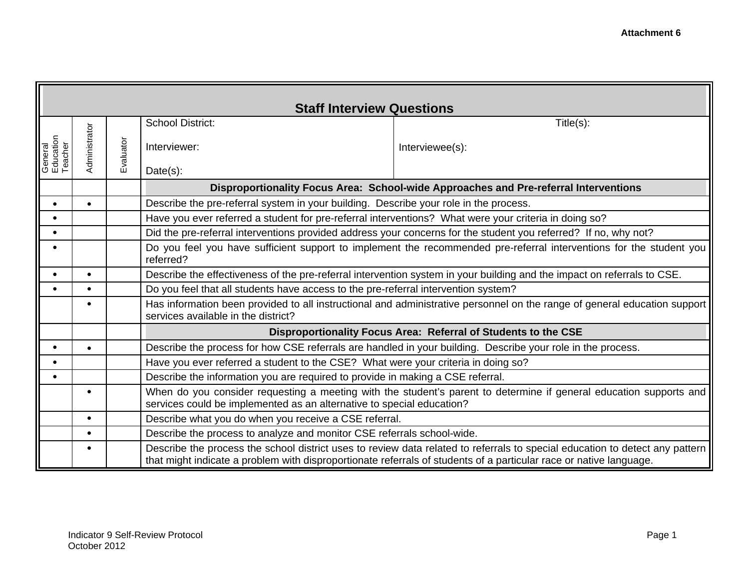**Attachment 6**

## Staff Interview Questions

| General Education Teacher | Administrator | Evaluator | School District: | Title(s): |
|---|---|---|---|---|
| | | | Interviewer: | Interviewee(s): |
| | | | Date(s): | |
| | | | **Disproportionality Focus Area: School-wide Approaches and Pre-referral Interventions** | |
| • | • | | Describe the pre-referral system in your building. Describe your role in the process. | |
| • | | | Have you ever referred a student for pre-referral interventions? What were your criteria in doing so? | |
| • | | | Did the pre-referral interventions provided address your concerns for the student you referred? If no, why not? | |
| • | | | Do you feel you have sufficient support to implement the recommended pre-referral interventions for the student you referred? | |
| • | • | | Describe the effectiveness of the pre-referral intervention system in your building and the impact on referrals to CSE. | |
| • | • | | Do you feel that all students have access to the pre-referral intervention system? | |
| | • | | Has information been provided to all instructional and administrative personnel on the range of general education support services available in the district? | |
| | | | **Disproportionality Focus Area: Referral of Students to the CSE** | |
| • | • | | Describe the process for how CSE referrals are handled in your building. Describe your role in the process. | |
| • | | | Have you ever referred a student to the CSE? What were your criteria in doing so? | |
| • | | | Describe the information you are required to provide in making a CSE referral. | |
| | • | | When do you consider requesting a meeting with the student's parent to determine if general education supports and services could be implemented as an alternative to special education? | |
| | • | | Describe what you do when you receive a CSE referral. | |
| | • | | Describe the process to analyze and monitor CSE referrals school-wide. | |
| | • | | Describe the process the school district uses to review data related to referrals to special education to detect any pattern that might indicate a problem with disproportionate referrals of students of a particular race or native language. | |

Indicator 9 Self-Review Protocol
October 2012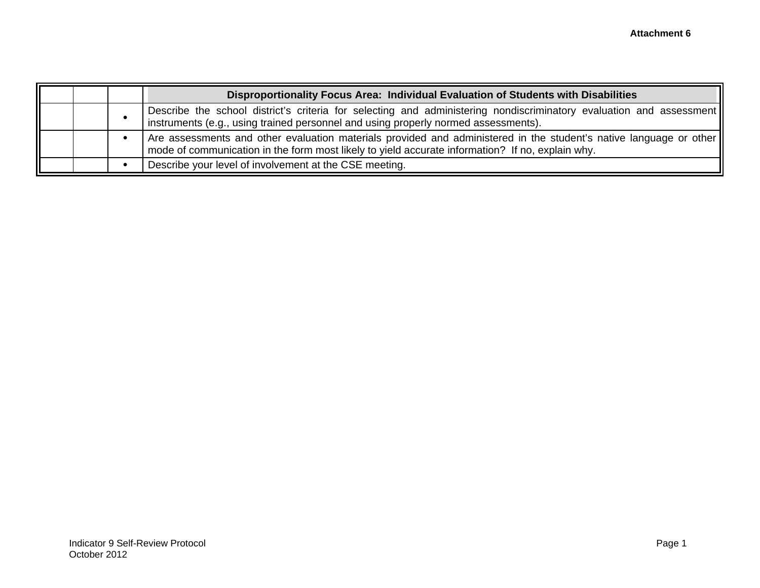Attachment 6

| | | | Disproportionality Focus Area: Individual Evaluation of Students with Disabilities |
|---|---|---|---|
| | | • | Describe the school district's criteria for selecting and administering nondiscriminatory evaluation and assessment instruments (e.g., using trained personnel and using properly normed assessments). |
| | | • | Are assessments and other evaluation materials provided and administered in the student's native language or other mode of communication in the form most likely to yield accurate information? If no, explain why. |
| | | • | Describe your level of involvement at the CSE meeting. |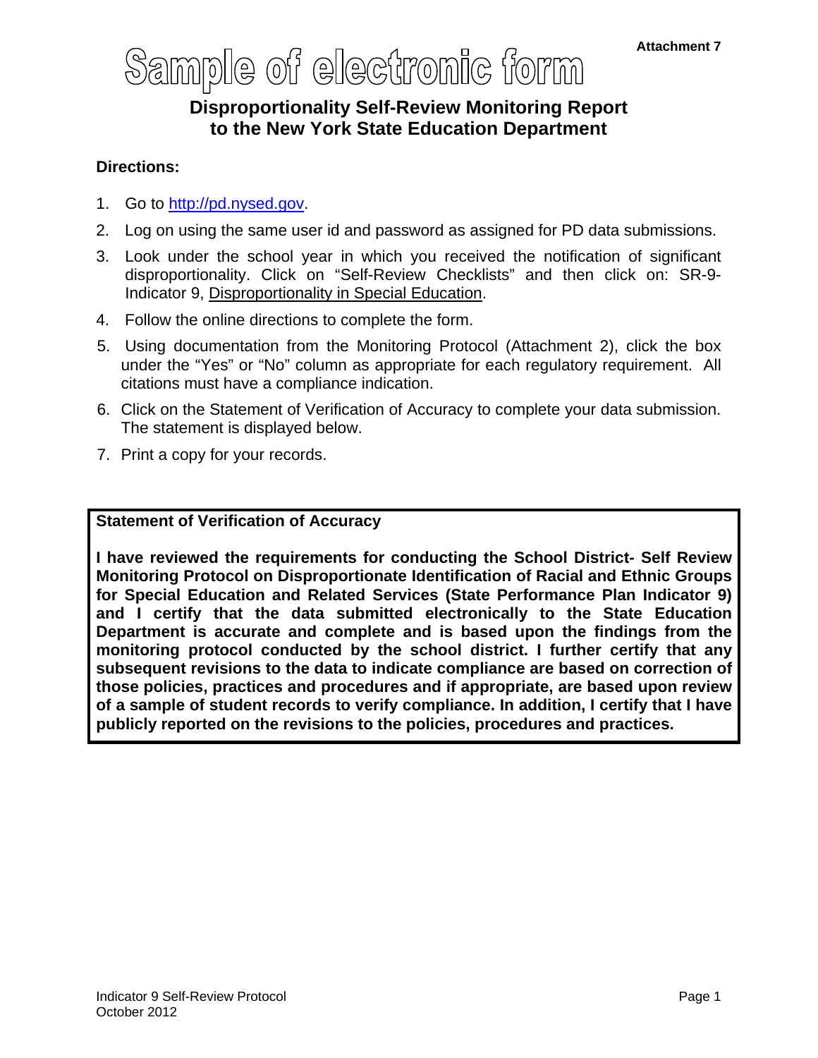Attachment 7

# Sample of electronic form

## Disproportionality Self-Review Monitoring Report to the New York State Education Department

**Directions:**

1. Go to http://pd.nysed.gov.
2. Log on using the same user id and password as assigned for PD data submissions.
3. Look under the school year in which you received the notification of significant disproportionality. Click on "Self-Review Checklists" and then click on: SR-9-Indicator 9, Disproportionality in Special Education.
4. Follow the online directions to complete the form.
5. Using documentation from the Monitoring Protocol (Attachment 2), click the box under the "Yes" or "No" column as appropriate for each regulatory requirement. All citations must have a compliance indication.
6. Click on the Statement of Verification of Accuracy to complete your data submission. The statement is displayed below.
7. Print a copy for your records.

**Statement of Verification of Accuracy**

**I have reviewed the requirements for conducting the School District- Self Review Monitoring Protocol on Disproportionate Identification of Racial and Ethnic Groups for Special Education and Related Services (State Performance Plan Indicator 9) and I certify that the data submitted electronically to the State Education Department is accurate and complete and is based upon the findings from the monitoring protocol conducted by the school district. I further certify that any subsequent revisions to the data to indicate compliance are based on correction of those policies, practices and procedures and if appropriate, are based upon review of a sample of student records to verify compliance. In addition, I certify that I have publicly reported on the revisions to the policies, procedures and practices.**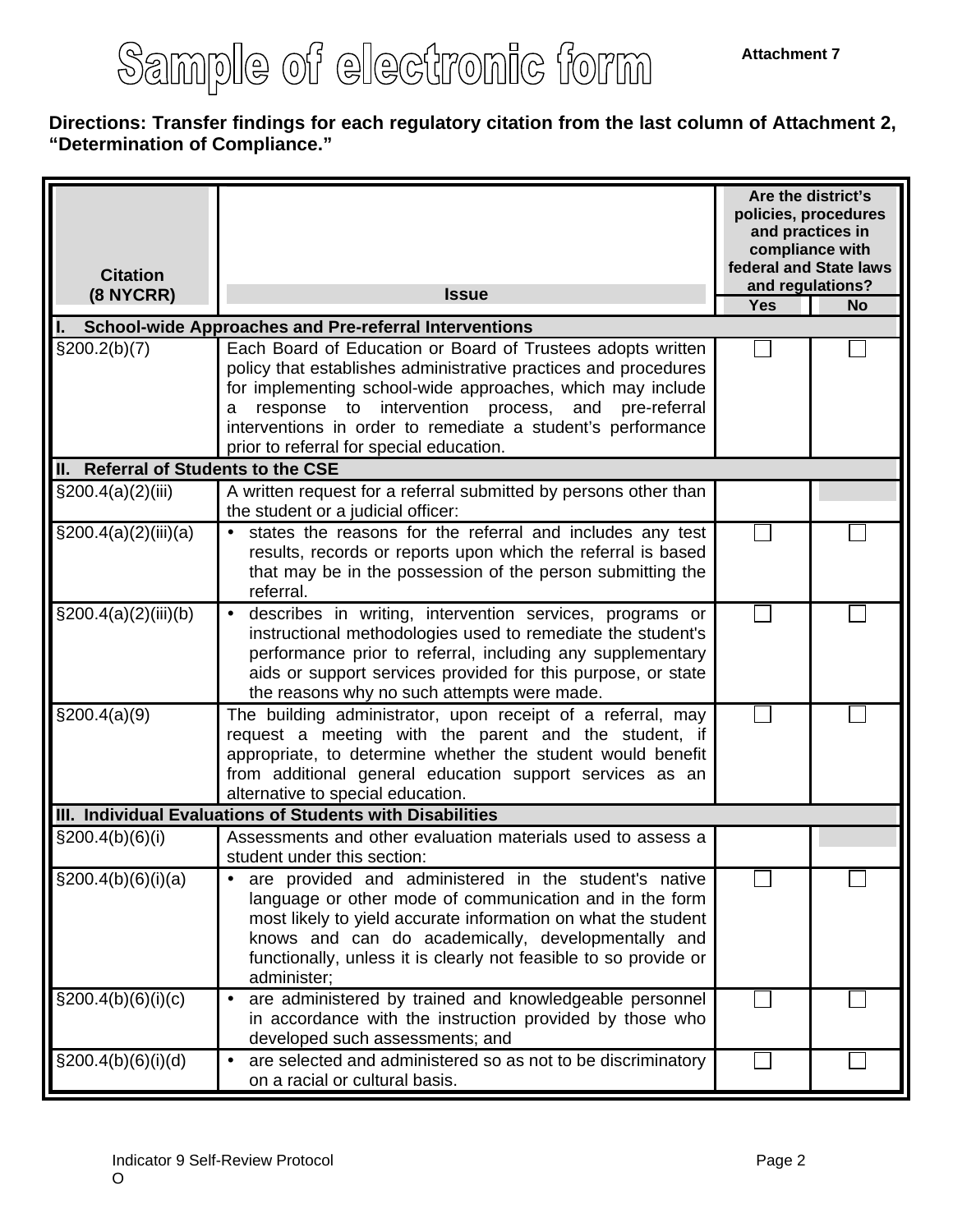# Sample of electronic form

**Attachment 7**

**Directions: Transfer findings for each regulatory citation from the last column of Attachment 2, "Determination of Compliance."**

| Citation (8 NYCRR) | Issue | Are the district's policies, procedures and practices in compliance with federal and State laws and regulations? | |
|---|---|---|---|
| | | Yes | No |
| **I. School-wide Approaches and Pre-referral Interventions** | | | |
| §200.2(b)(7) | Each Board of Education or Board of Trustees adopts written policy that establishes administrative practices and procedures for implementing school-wide approaches, which may include a response to intervention process, and pre-referral interventions in order to remediate a student's performance prior to referral for special education. | ☐ | ☐ |
| **II. Referral of Students to the CSE** | | | |
| §200.4(a)(2)(iii) | A written request for a referral submitted by persons other than the student or a judicial officer: | | |
| §200.4(a)(2)(iii)(a) | • states the reasons for the referral and includes any test results, records or reports upon which the referral is based that may be in the possession of the person submitting the referral. | ☐ | ☐ |
| §200.4(a)(2)(iii)(b) | • describes in writing, intervention services, programs or instructional methodologies used to remediate the student's performance prior to referral, including any supplementary aids or support services provided for this purpose, or state the reasons why no such attempts were made. | ☐ | ☐ |
| §200.4(a)(9) | The building administrator, upon receipt of a referral, may request a meeting with the parent and the student, if appropriate, to determine whether the student would benefit from additional general education support services as an alternative to special education. | ☐ | ☐ |
| **III. Individual Evaluations of Students with Disabilities** | | | |
| §200.4(b)(6)(i) | Assessments and other evaluation materials used to assess a student under this section: | | |
| §200.4(b)(6)(i)(a) | • are provided and administered in the student's native language or other mode of communication and in the form most likely to yield accurate information on what the student knows and can do academically, developmentally and functionally, unless it is clearly not feasible to so provide or administer; | ☐ | ☐ |
| §200.4(b)(6)(i)(c) | • are administered by trained and knowledgeable personnel in accordance with the instruction provided by those who developed such assessments; and | ☐ | ☐ |
| §200.4(b)(6)(i)(d) | • are selected and administered so as not to be discriminatory on a racial or cultural basis. | ☐ | ☐ |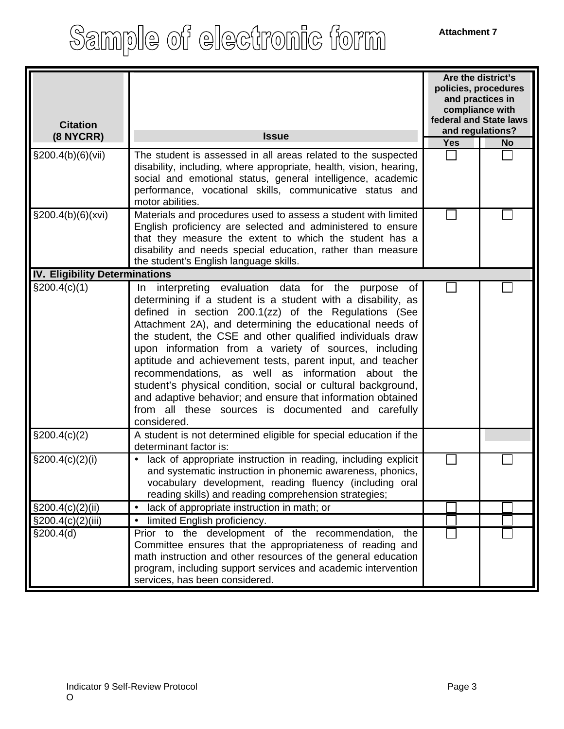# Sample of electronic form

**Attachment 7**

| Citation (8 NYCRR) | Issue | Are the district's policies, procedures and practices in compliance with federal and State laws and regulations? | |
|---|---|---|---|
| | | Yes | No |
| §200.4(b)(6)(vii) | The student is assessed in all areas related to the suspected disability, including, where appropriate, health, vision, hearing, social and emotional status, general intelligence, academic performance, vocational skills, communicative status and motor abilities. | ☐ | ☐ |
| §200.4(b)(6)(xvi) | Materials and procedures used to assess a student with limited English proficiency are selected and administered to ensure that they measure the extent to which the student has a disability and needs special education, rather than measure the student's English language skills. | ☐ | ☐ |
| **IV. Eligibility Determinations** | | | |
| §200.4(c)(1) | In interpreting evaluation data for the purpose of determining if a student is a student with a disability, as defined in section 200.1(zz) of the Regulations (See Attachment 2A), and determining the educational needs of the student, the CSE and other qualified individuals draw upon information from a variety of sources, including aptitude and achievement tests, parent input, and teacher recommendations, as well as information about the student's physical condition, social or cultural background, and adaptive behavior; and ensure that information obtained from all these sources is documented and carefully considered. | ☐ | ☐ |
| §200.4(c)(2) | A student is not determined eligible for special education if the determinant factor is: | | |
| §200.4(c)(2)(i) | • lack of appropriate instruction in reading, including explicit and systematic instruction in phonemic awareness, phonics, vocabulary development, reading fluency (including oral reading skills) and reading comprehension strategies; | ☐ | ☐ |
| §200.4(c)(2)(ii) | • lack of appropriate instruction in math; or | ☐ | ☐ |
| §200.4(c)(2)(iii) | • limited English proficiency. | ☐ | ☐ |
| §200.4(d) | Prior to the development of the recommendation, the Committee ensures that the appropriateness of reading and math instruction and other resources of the general education program, including support services and academic intervention services, has been considered. | ☐ | ☐ |